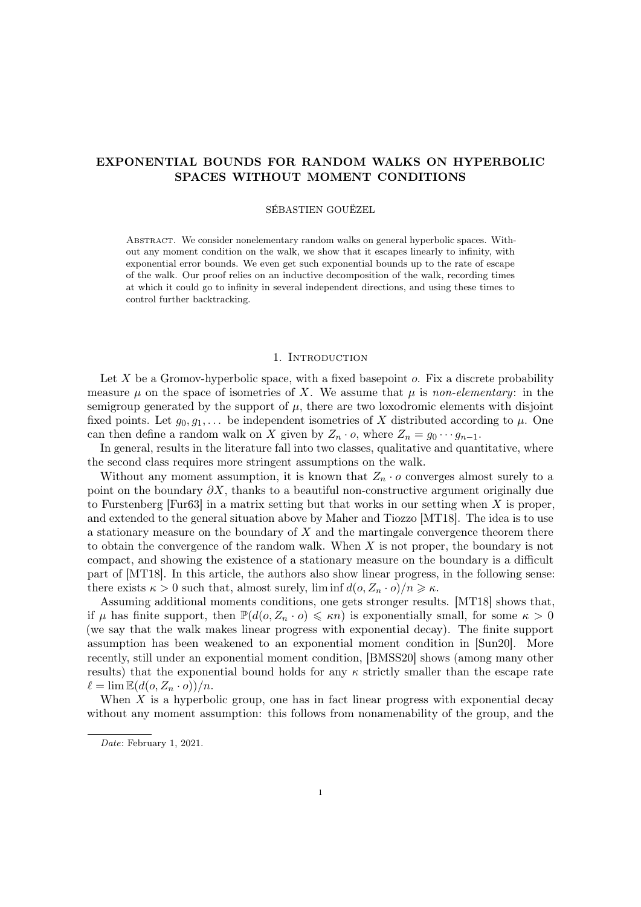# EXPONENTIAL BOUNDS FOR RANDOM WALKS ON HYPERBOLIC SPACES WITHOUT MOMENT CONDITIONS

SÉBASTIEN GOUËZEL

Abstract. We consider nonelementary random walks on general hyperbolic spaces. Without any moment condition on the walk, we show that it escapes linearly to infinity, with exponential error bounds. We even get such exponential bounds up to the rate of escape of the walk. Our proof relies on an inductive decomposition of the walk, recording times at which it could go to infinity in several independent directions, and using these times to control further backtracking.

## 1. Introduction

Let $X$ be a Gromov-hyperbolic space, with a fixed basepoint $o$. Fix a discrete probability measure $\mu$ on the space of isometries of $X$. We assume that $\mu$ is *non-elementary*: in the semigroup generated by the support of $\mu$, there are two loxodromic elements with disjoint fixed points. Let $g_0, g_1, \dots$ be independent isometries of $X$ distributed according to $\mu$. One can then define a random walk on $X$ given by $Z_n \cdot o$, where $Z_n = g_0 \cdots g_{n-1}$.

In general, results in the literature fall into two classes, qualitative and quantitative, where the second class requires more stringent assumptions on the walk.

Without any moment assumption, it is known that $Z_n \cdot o$ converges almost surely to a point on the boundary $\partial X$, thanks to a beautiful non-constructive argument originally due to Furstenberg [Fur63] in a matrix setting but that works in our setting when $X$ is proper, and extended to the general situation above by Maher and Tiozzo [MT18]. The idea is to use a stationary measure on the boundary of $X$ and the martingale convergence theorem there to obtain the convergence of the random walk. When $X$ is not proper, the boundary is not compact, and showing the existence of a stationary measure on the boundary is a difficult part of [MT18]. In this article, the authors also show linear progress, in the following sense: there exists $\kappa > 0$ such that, almost surely, $\liminf d(o, Z_n \cdot o)/n \geqslant \kappa$.

Assuming additional moments conditions, one gets stronger results. [MT18] shows that, if $\mu$ has finite support, then $\mathbb{P}(d(o, Z_n \cdot o) \leqslant \kappa n)$ is exponentially small, for some $\kappa > 0$ (we say that the walk makes linear progress with exponential decay). The finite support assumption has been weakened to an exponential moment condition in [Sun20]. More recently, still under an exponential moment condition, [BMSS20] shows (among many other results) that the exponential bound holds for any $\kappa$ strictly smaller than the escape rate $\ell = \lim \mathbb{E}(d(o, Z_n \cdot o))/n$.

When $X$ is a hyperbolic group, one has in fact linear progress with exponential decay without any moment assumption: this follows from nonamenability of the group, and the

*Date*: February 1, 2021.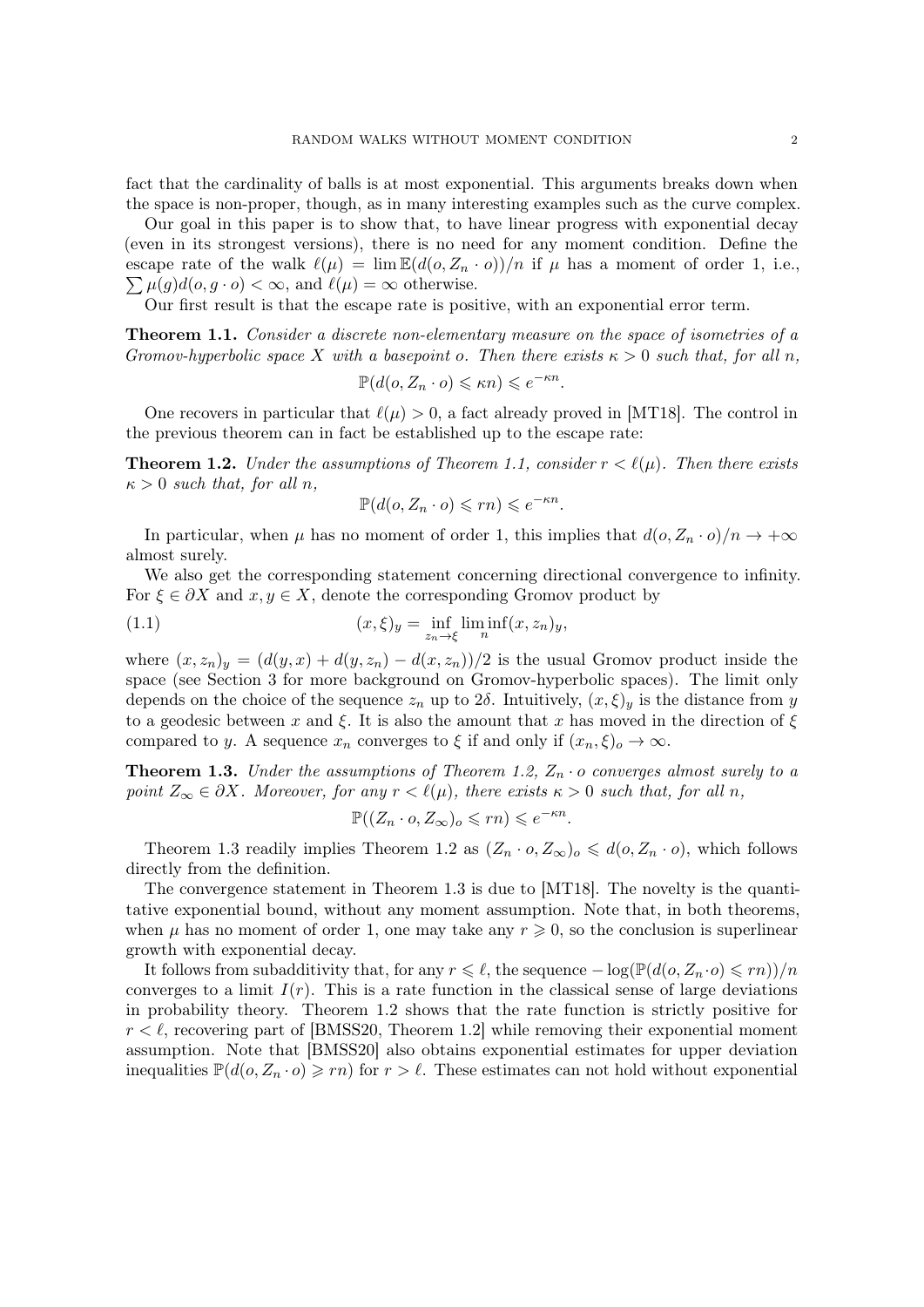fact that the cardinality of balls is at most exponential. This arguments breaks down when the space is non-proper, though, as in many interesting examples such as the curve complex.

Our goal in this paper is to show that, to have linear progress with exponential decay (even in its strongest versions), there is no need for any moment condition. Define the escape rate of the walk $\ell(\mu) = \lim \mathbb{E}(d(o, Z_n \cdot o))/n$ if $\mu$ has a moment of order 1, i.e., $\sum \mu(g) d(o, g \cdot o) < \infty$, and $\ell(\mu) = \infty$ otherwise.

Our first result is that the escape rate is positive, with an exponential error term.

**Theorem 1.1.** *Consider a discrete non-elementary measure on the space of isometries of a Gromov-hyperbolic space $X$ with a basepoint $o$. Then there exists $\kappa > 0$ such that, for all $n$,*

$$\mathbb{P}(d(o, Z_n \cdot o) \leqslant \kappa n) \leqslant e^{-\kappa n}.$$

One recovers in particular that $\ell(\mu) > 0$, a fact already proved in [MT18]. The control in the previous theorem can in fact be established up to the escape rate:

**Theorem 1.2.** *Under the assumptions of Theorem 1.1, consider $r < \ell(\mu)$. Then there exists $\kappa > 0$ such that, for all $n$,*

$$\mathbb{P}(d(o, Z_n \cdot o) \leqslant rn) \leqslant e^{-\kappa n}.$$

In particular, when $\mu$ has no moment of order 1, this implies that $d(o, Z_n \cdot o)/n \to +\infty$ almost surely.

We also get the corresponding statement concerning directional convergence to infinity. For $\xi \in \partial X$ and $x, y \in X$, denote the corresponding Gromov product by

$$(x, \xi)_y = \inf_{z_n \to \xi} \liminf_n (x, z_n)_y, \tag{1.1}$$

where $(x, z_n)_y = (d(y, x) + d(y, z_n) - d(x, z_n))/2$ is the usual Gromov product inside the space (see Section 3 for more background on Gromov-hyperbolic spaces). The limit only depends on the choice of the sequence $z_n$ up to $2\delta$. Intuitively, $(x, \xi)_y$ is the distance from $y$ to a geodesic between $x$ and $\xi$. It is also the amount that $x$ has moved in the direction of $\xi$ compared to $y$. A sequence $x_n$ converges to $\xi$ if and only if $(x_n, \xi)_o \to \infty$.

**Theorem 1.3.** *Under the assumptions of Theorem 1.2, $Z_n \cdot o$ converges almost surely to a point $Z_\infty \in \partial X$. Moreover, for any $r < \ell(\mu)$, there exists $\kappa > 0$ such that, for all $n$,*

$$\mathbb{P}((Z_n \cdot o, Z_\infty)_o \leqslant rn) \leqslant e^{-\kappa n}.$$

Theorem 1.3 readily implies Theorem 1.2 as $(Z_n \cdot o, Z_\infty)_o \leqslant d(o, Z_n \cdot o)$, which follows directly from the definition.

The convergence statement in Theorem 1.3 is due to [MT18]. The novelty is the quantitative exponential bound, without any moment assumption. Note that, in both theorems, when $\mu$ has no moment of order 1, one may take any $r \geqslant 0$, so the conclusion is superlinear growth with exponential decay.

It follows from subadditivity that, for any $r \leqslant \ell$, the sequence $-\log(\mathbb{P}(d(o, Z_n \cdot o) \leqslant rn))/n$ converges to a limit $I(r)$. This is a rate function in the classical sense of large deviations in probability theory. Theorem 1.2 shows that the rate function is strictly positive for $r < \ell$, recovering part of [BMSS20, Theorem 1.2] while removing their exponential moment assumption. Note that [BMSS20] also obtains exponential estimates for upper deviation inequalities $\mathbb{P}(d(o, Z_n \cdot o) \geqslant rn)$ for $r > \ell$. These estimates can not hold without exponential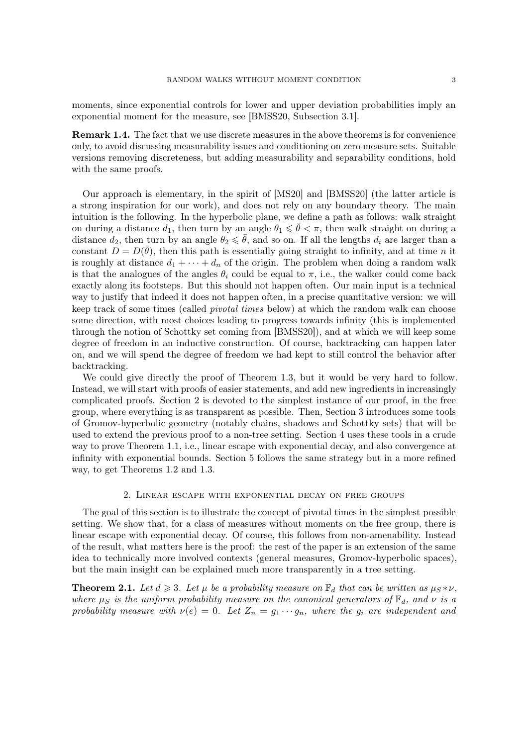moments, since exponential controls for lower and upper deviation probabilities imply an exponential moment for the measure, see [BMSS20, Subsection 3.1].

**Remark 1.4.** The fact that we use discrete measures in the above theorems is for convenience only, to avoid discussing measurability issues and conditioning on zero measure sets. Suitable versions removing discreteness, but adding measurability and separability conditions, hold with the same proofs.

Our approach is elementary, in the spirit of [MS20] and [BMSS20] (the latter article is a strong inspiration for our work), and does not rely on any boundary theory. The main intuition is the following. In the hyperbolic plane, we define a path as follows: walk straight on during a distance $d_1$, then turn by an angle $\theta_1 \leqslant \bar{\theta} < \pi$, then walk straight on during a distance $d_2$, then turn by an angle $\theta_2 \leqslant \bar{\theta}$, and so on. If all the lengths $d_i$ are larger than a constant $D = D(\bar{\theta})$, then this path is essentially going straight to infinity, and at time $n$ it is roughly at distance $d_1 + \cdots + d_n$ of the origin. The problem when doing a random walk is that the analogues of the angles $\theta_i$ could be equal to $\pi$, i.e., the walker could come back exactly along its footsteps. But this should not happen often. Our main input is a technical way to justify that indeed it does not happen often, in a precise quantitative version: we will keep track of some times (called *pivotal times* below) at which the random walk can choose some direction, with most choices leading to progress towards infinity (this is implemented through the notion of Schottky set coming from [BMSS20]), and at which we will keep some degree of freedom in an inductive construction. Of course, backtracking can happen later on, and we will spend the degree of freedom we had kept to still control the behavior after backtracking.

We could give directly the proof of Theorem 1.3, but it would be very hard to follow. Instead, we will start with proofs of easier statements, and add new ingredients in increasingly complicated proofs. Section 2 is devoted to the simplest instance of our proof, in the free group, where everything is as transparent as possible. Then, Section 3 introduces some tools of Gromov-hyperbolic geometry (notably chains, shadows and Schottky sets) that will be used to extend the previous proof to a non-tree setting. Section 4 uses these tools in a crude way to prove Theorem 1.1, i.e., linear escape with exponential decay, and also convergence at infinity with exponential bounds. Section 5 follows the same strategy but in a more refined way, to get Theorems 1.2 and 1.3.

## 2. Linear escape with exponential decay on free groups

The goal of this section is to illustrate the concept of pivotal times in the simplest possible setting. We show that, for a class of measures without moments on the free group, there is linear escape with exponential decay. Of course, this follows from non-amenability. Instead of the result, what matters here is the proof: the rest of the paper is an extension of the same idea to technically more involved contexts (general measures, Gromov-hyperbolic spaces), but the main insight can be explained much more transparently in a tree setting.

**Theorem 2.1.** *Let $d \geqslant 3$. Let $\mu$ be a probability measure on $\mathbb{F}_d$ that can be written as $\mu_S * \nu$, where $\mu_S$ is the uniform probability measure on the canonical generators of $\mathbb{F}_d$, and $\nu$ is a probability measure with $\nu(e) = 0$. Let $Z_n = g_1 \cdots g_n$, where the $g_i$ are independent and*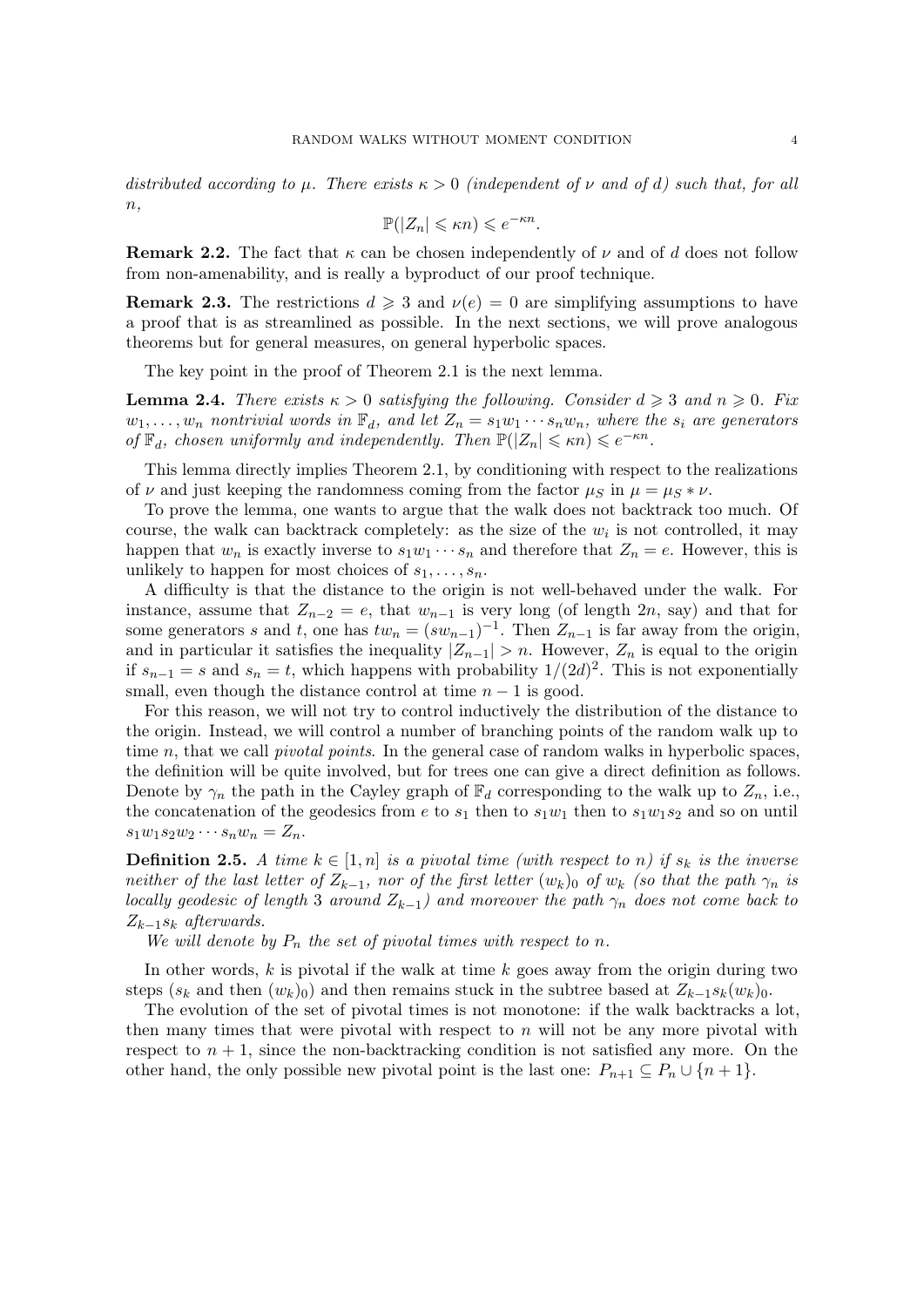*distributed according to $\mu$. There exists $\kappa > 0$ (independent of $\nu$ and of $d$) such that, for all $n$,*

$$\mathbb{P}(|Z_n| \leqslant \kappa n) \leqslant e^{-\kappa n}.$$

**Remark 2.2.** The fact that $\kappa$ can be chosen independently of $\nu$ and of $d$ does not follow from non-amenability, and is really a byproduct of our proof technique.

**Remark 2.3.** The restrictions $d \geqslant 3$ and $\nu(e) = 0$ are simplifying assumptions to have a proof that is as streamlined as possible. In the next sections, we will prove analogous theorems but for general measures, on general hyperbolic spaces.

The key point in the proof of Theorem 2.1 is the next lemma.

**Lemma 2.4.** *There exists $\kappa > 0$ satisfying the following. Consider $d \geqslant 3$ and $n \geqslant 0$. Fix $w_1, \dots, w_n$ nontrivial words in $\mathbb{F}_d$, and let $Z_n = s_1 w_1 \cdots s_n w_n$, where the $s_i$ are generators of $\mathbb{F}_d$, chosen uniformly and independently. Then $\mathbb{P}(|Z_n| \leqslant \kappa n) \leqslant e^{-\kappa n}$.*

This lemma directly implies Theorem 2.1, by conditioning with respect to the realizations of $\nu$ and just keeping the randomness coming from the factor $\mu_S$ in $\mu = \mu_S * \nu$.

To prove the lemma, one wants to argue that the walk does not backtrack too much. Of course, the walk can backtrack completely: as the size of the $w_i$ is not controlled, it may happen that $w_n$ is exactly inverse to $s_1 w_1 \cdots s_n$ and therefore that $Z_n = e$. However, this is unlikely to happen for most choices of $s_1, \dots, s_n$.

A difficulty is that the distance to the origin is not well-behaved under the walk. For instance, assume that $Z_{n-2} = e$, that $w_{n-1}$ is very long (of length $2n$, say) and that for some generators $s$ and $t$, one has $t w_n = (s w_{n-1})^{-1}$. Then $Z_{n-1}$ is far away from the origin, and in particular it satisfies the inequality $|Z_{n-1}| > n$. However, $Z_n$ is equal to the origin if $s_{n-1} = s$ and $s_n = t$, which happens with probability $1/(2d)^2$. This is not exponentially small, even though the distance control at time $n-1$ is good.

For this reason, we will not try to control inductively the distribution of the distance to the origin. Instead, we will control a number of branching points of the random walk up to time $n$, that we call *pivotal points*. In the general case of random walks in hyperbolic spaces, the definition will be quite involved, but for trees one can give a direct definition as follows. Denote by $\gamma_n$ the path in the Cayley graph of $\mathbb{F}_d$ corresponding to the walk up to $Z_n$, i.e., the concatenation of the geodesics from $e$ to $s_1$ then to $s_1 w_1$ then to $s_1 w_1 s_2$ and so on until $s_1 w_1 s_2 w_2 \cdots s_n w_n = Z_n$.

**Definition 2.5.** *A time $k \in [1, n]$ is a pivotal time (with respect to $n$) if $s_k$ is the inverse neither of the last letter of $Z_{k-1}$, nor of the first letter $(w_k)_0$ of $w_k$ (so that the path $\gamma_n$ is locally geodesic of length 3 around $Z_{k-1}$) and moreover the path $\gamma_n$ does not come back to $Z_{k-1} s_k$ afterwards.*

*We will denote by $P_n$ the set of pivotal times with respect to $n$.*

In other words, $k$ is pivotal if the walk at time $k$ goes away from the origin during two steps ($s_k$ and then $(w_k)_0$) and then remains stuck in the subtree based at $Z_{k-1} s_k (w_k)_0$.

The evolution of the set of pivotal times is not monotone: if the walk backtracks a lot, then many times that were pivotal with respect to $n$ will not be any more pivotal with respect to $n+1$, since the non-backtracking condition is not satisfied any more. On the other hand, the only possible new pivotal point is the last one: $P_{n+1} \subseteq P_n \cup \{n+1\}$.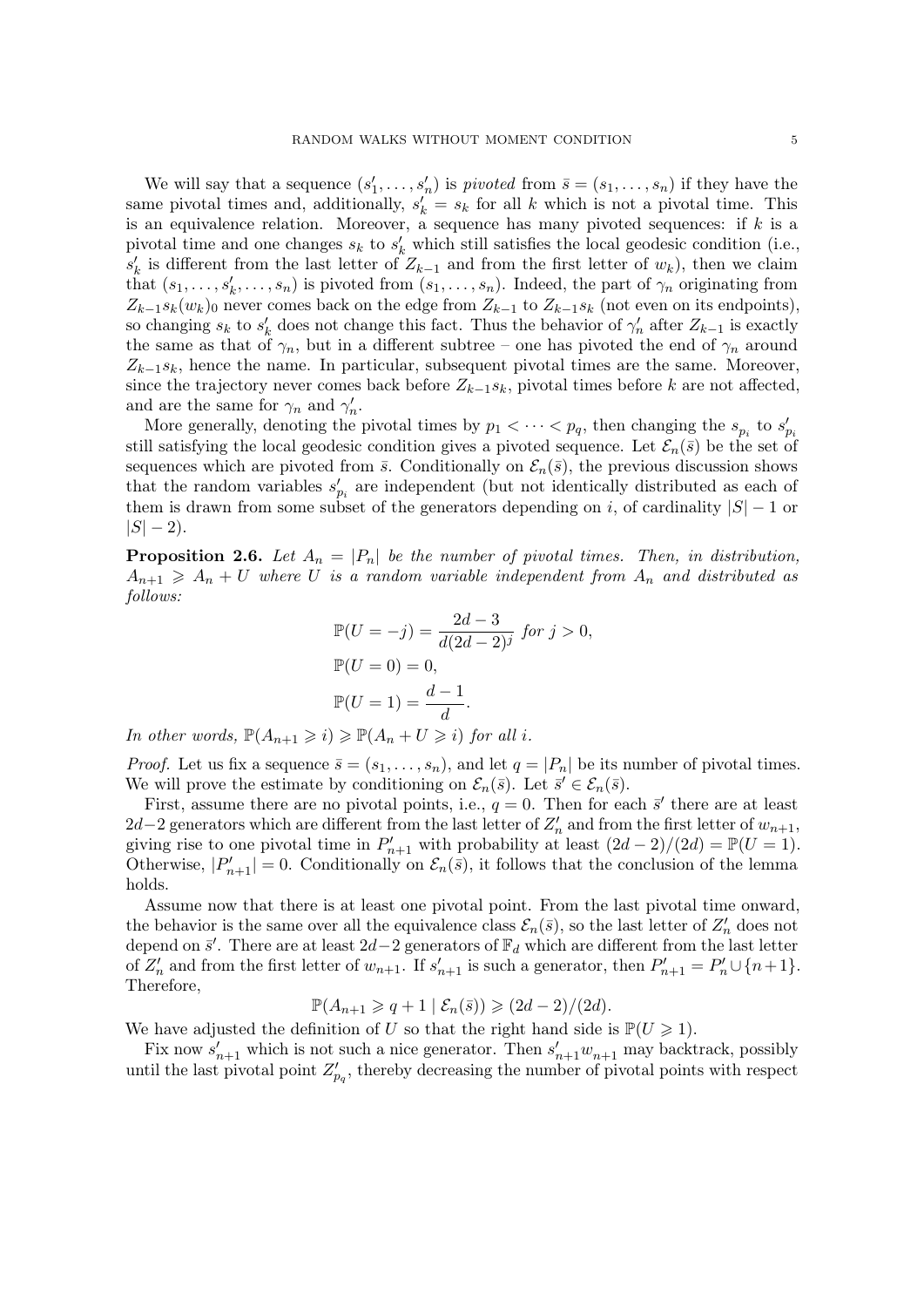We will say that a sequence $(s'_1, \dots, s'_n)$ is *pivoted* from $\bar{s} = (s_1, \dots, s_n)$ if they have the same pivotal times and, additionally, $s'_k = s_k$ for all $k$ which is not a pivotal time. This is an equivalence relation. Moreover, a sequence has many pivoted sequences: if $k$ is a pivotal time and one changes $s_k$ to $s'_k$ which still satisfies the local geodesic condition (i.e., $s'_k$ is different from the last letter of $Z_{k-1}$ and from the first letter of $w_k$), then we claim that $(s_1, \dots, s'_k, \dots, s_n)$ is pivoted from $(s_1, \dots, s_n)$. Indeed, the part of $\gamma_n$ originating from $Z_{k-1}s_k(w_k)_0$ never comes back on the edge from $Z_{k-1}$ to $Z_{k-1}s_k$ (not even on its endpoints), so changing $s_k$ to $s'_k$ does not change this fact. Thus the behavior of $\gamma'_n$ after $Z_{k-1}$ is exactly the same as that of $\gamma_n$, but in a different subtree – one has pivoted the end of $\gamma_n$ around $Z_{k-1}s_k$, hence the name. In particular, subsequent pivotal times are the same. Moreover, since the trajectory never comes back before $Z_{k-1}s_k$, pivotal times before $k$ are not affected, and are the same for $\gamma_n$ and $\gamma'_n$.

More generally, denoting the pivotal times by $p_1 < \dots < p_q$, then changing the $s_{p_i}$ to $s'_{p_i}$ still satisfying the local geodesic condition gives a pivoted sequence. Let $\mathcal{E}_n(\bar{s})$ be the set of sequences which are pivoted from $\bar{s}$. Conditionally on $\mathcal{E}_n(\bar{s})$, the previous discussion shows that the random variables $s'_{p_i}$ are independent (but not identically distributed as each of them is drawn from some subset of the generators depending on $i$, of cardinality $|S| - 1$ or $|S| - 2$).

**Proposition 2.6.** *Let $A_n = |P_n|$ be the number of pivotal times. Then, in distribution, $A_{n+1} \geqslant A_n + U$ where $U$ is a random variable independent from $A_n$ and distributed as follows:*

$$\mathbb{P}(U = -j) = \frac{2d-3}{d(2d-2)^j} \text{ for } j > 0,$$
$$\mathbb{P}(U = 0) = 0,$$
$$\mathbb{P}(U = 1) = \frac{d-1}{d}.$$

*In other words, $\mathbb{P}(A_{n+1} \geqslant i) \geqslant \mathbb{P}(A_n + U \geqslant i)$ for all $i$.*

*Proof.* Let us fix a sequence $\bar{s} = (s_1, \dots, s_n)$, and let $q = |P_n|$ be its number of pivotal times. We will prove the estimate by conditioning on $\mathcal{E}_n(\bar{s})$. Let $\bar{s}' \in \mathcal{E}_n(\bar{s})$.

First, assume there are no pivotal points, i.e., $q = 0$. Then for each $\bar{s}'$ there are at least $2d-2$ generators which are different from the last letter of $Z'_n$ and from the first letter of $w_{n+1}$, giving rise to one pivotal time in $P'_{n+1}$ with probability at least $(2d-2)/(2d) = \mathbb{P}(U = 1)$. Otherwise, $|P'_{n+1}| = 0$. Conditionally on $\mathcal{E}_n(\bar{s})$, it follows that the conclusion of the lemma holds.

Assume now that there is at least one pivotal point. From the last pivotal time onward, the behavior is the same over all the equivalence class $\mathcal{E}_n(\bar{s})$, so the last letter of $Z'_n$ does not depend on $\bar{s}'$. There are at least $2d-2$ generators of $\mathbb{F}_d$ which are different from the last letter of $Z'_n$ and from the first letter of $w_{n+1}$. If $s'_{n+1}$ is such a generator, then $P'_{n+1} = P'_n \cup \{n+1\}$. Therefore,

$$\mathbb{P}(A_{n+1} \geqslant q + 1 \mid \mathcal{E}_n(\bar{s})) \geqslant (2d-2)/(2d).$$

We have adjusted the definition of $U$ so that the right hand side is $\mathbb{P}(U \geqslant 1)$.

Fix now $s'_{n+1}$ which is not such a nice generator. Then $s'_{n+1}w_{n+1}$ may backtrack, possibly until the last pivotal point $Z'_{p_q}$, thereby decreasing the number of pivotal points with respect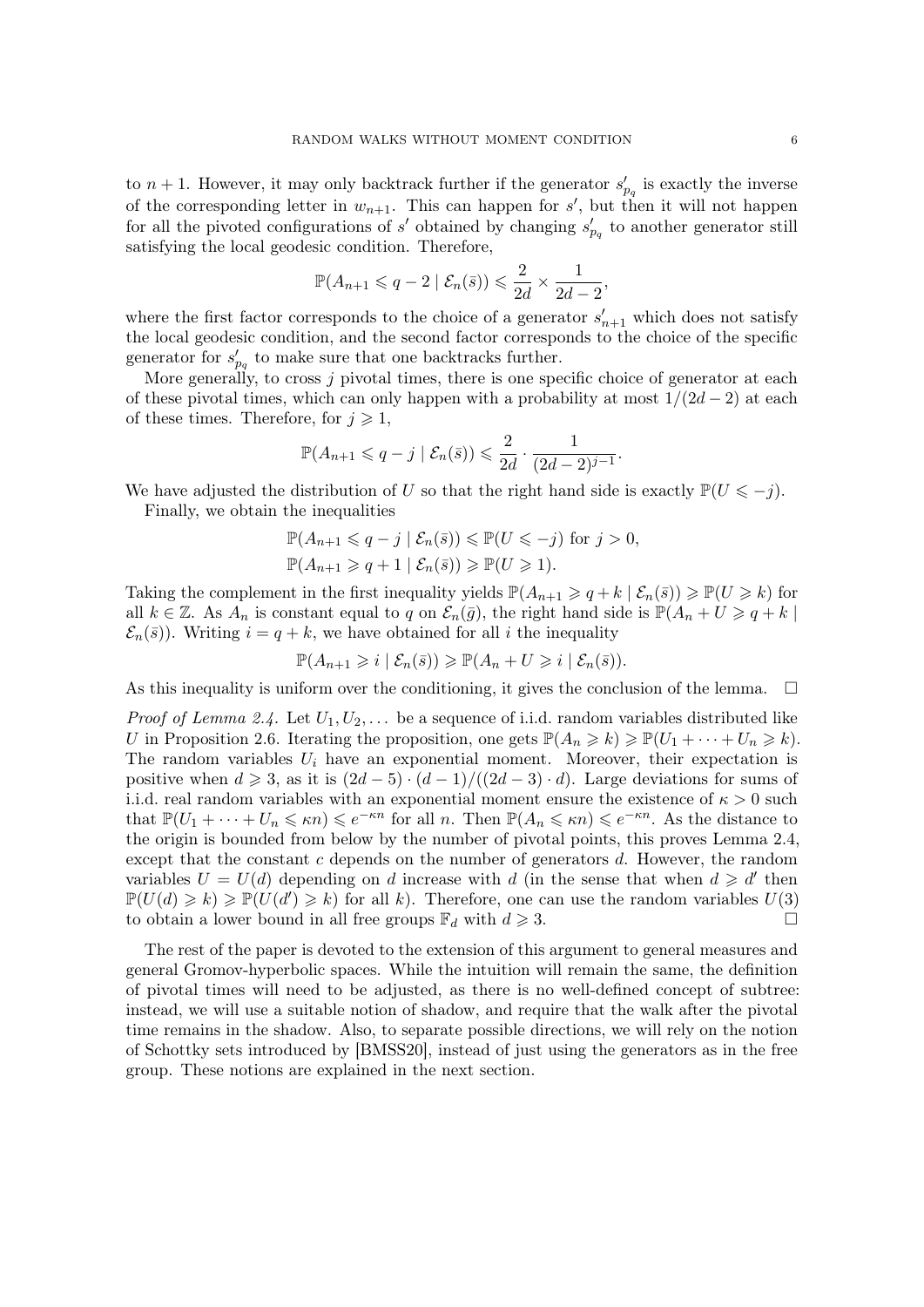to $n+1$. However, it may only backtrack further if the generator $s'_{p_q}$ is exactly the inverse of the corresponding letter in $w_{n+1}$. This can happen for $s'$, but then it will not happen for all the pivoted configurations of $s'$ obtained by changing $s'_{p_q}$ to another generator still satisfying the local geodesic condition. Therefore,

$$\mathbb{P}(A_{n+1} \leqslant q-2 \mid \mathcal{E}_n(\bar{s})) \leqslant \frac{2}{2d} \times \frac{1}{2d-2},$$

where the first factor corresponds to the choice of a generator $s'_{n+1}$ which does not satisfy the local geodesic condition, and the second factor corresponds to the choice of the specific generator for $s'_{p_q}$ to make sure that one backtracks further.

More generally, to cross $j$ pivotal times, there is one specific choice of generator at each of these pivotal times, which can only happen with a probability at most $1/(2d-2)$ at each of these times. Therefore, for $j \geqslant 1$,

$$\mathbb{P}(A_{n+1} \leqslant q-j \mid \mathcal{E}_n(\bar{s})) \leqslant \frac{2}{2d} \cdot \frac{1}{(2d-2)^{j-1}}.$$

We have adjusted the distribution of $U$ so that the right hand side is exactly $\mathbb{P}(U \leqslant -j)$.

Finally, we obtain the inequalities

$$\mathbb{P}(A_{n+1} \leqslant q-j \mid \mathcal{E}_n(\bar{s})) \leqslant \mathbb{P}(U \leqslant -j) \text{ for } j > 0,$$
$$\mathbb{P}(A_{n+1} \geqslant q+1 \mid \mathcal{E}_n(\bar{s})) \geqslant \mathbb{P}(U \geqslant 1).$$

Taking the complement in the first inequality yields $\mathbb{P}(A_{n+1} \geqslant q+k \mid \mathcal{E}_n(\bar{s})) \geqslant \mathbb{P}(U \geqslant k)$ for all $k \in \mathbb{Z}$. As $A_n$ is constant equal to $q$ on $\mathcal{E}_n(\bar{g})$, the right hand side is $\mathbb{P}(A_n + U \geqslant q+k \mid \mathcal{E}_n(\bar{s}))$. Writing $i = q+k$, we have obtained for all $i$ the inequality

$$\mathbb{P}(A_{n+1} \geqslant i \mid \mathcal{E}_n(\bar{s})) \geqslant \mathbb{P}(A_n + U \geqslant i \mid \mathcal{E}_n(\bar{s})).$$

As this inequality is uniform over the conditioning, it gives the conclusion of the lemma. $\square$

*Proof of Lemma 2.4.* Let $U_1, U_2, \dots$ be a sequence of i.i.d. random variables distributed like $U$ in Proposition 2.6. Iterating the proposition, one gets $\mathbb{P}(A_n \geqslant k) \geqslant \mathbb{P}(U_1 + \cdots + U_n \geqslant k)$. The random variables $U_i$ have an exponential moment. Moreover, their expectation is positive when $d \geqslant 3$, as it is $(2d-5) \cdot (d-1)/((2d-3) \cdot d)$. Large deviations for sums of i.i.d. real random variables with an exponential moment ensure the existence of $\kappa > 0$ such that $\mathbb{P}(U_1 + \cdots + U_n \leqslant \kappa n) \leqslant e^{-\kappa n}$ for all $n$. Then $\mathbb{P}(A_n \leqslant \kappa n) \leqslant e^{-\kappa n}$. As the distance to the origin is bounded from below by the number of pivotal points, this proves Lemma 2.4, except that the constant $c$ depends on the number of generators $d$. However, the random variables $U = U(d)$ depending on $d$ increase with $d$ (in the sense that when $d \geqslant d'$ then $\mathbb{P}(U(d) \geqslant k) \geqslant \mathbb{P}(U(d') \geqslant k)$ for all $k$). Therefore, one can use the random variables $U(3)$ to obtain a lower bound in all free groups $\mathbb{F}_d$ with $d \geqslant 3$. $\square$

The rest of the paper is devoted to the extension of this argument to general measures and general Gromov-hyperbolic spaces. While the intuition will remain the same, the definition of pivotal times will need to be adjusted, as there is no well-defined concept of subtree: instead, we will use a suitable notion of shadow, and require that the walk after the pivotal time remains in the shadow. Also, to separate possible directions, we will rely on the notion of Schottky sets introduced by [BMSS20], instead of just using the generators as in the free group. These notions are explained in the next section.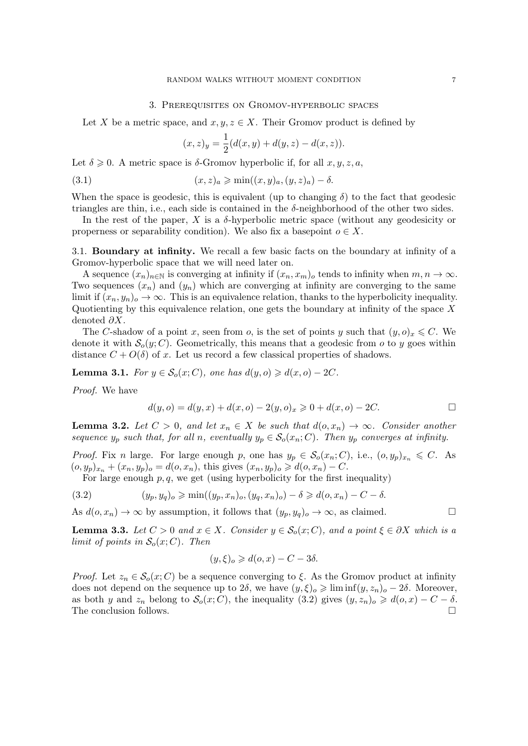## 3. Prerequisites on Gromov-hyperbolic spaces

Let $X$ be a metric space, and $x, y, z \in X$. Their Gromov product is defined by

$$(x, z)_y = \frac{1}{2}(d(x, y) + d(y, z) - d(x, z)).$$

Let $\delta \geqslant 0$. A metric space is $\delta$-Gromov hyperbolic if, for all $x, y, z, a$,

$$(x, z)_a \geqslant \min((x, y)_a, (y, z)_a) - \delta. \tag{3.1}$$

When the space is geodesic, this is equivalent (up to changing $\delta$) to the fact that geodesic triangles are thin, i.e., each side is contained in the $\delta$-neighborhood of the other two sides.

In the rest of the paper, $X$ is a $\delta$-hyperbolic metric space (without any geodesicity or properness or separability condition). We also fix a basepoint $o \in X$.

### 3.1. Boundary at infinity.

We recall a few basic facts on the boundary at infinity of a Gromov-hyperbolic space that we will need later on.

A sequence $(x_n)_{n \in \mathbb{N}}$ is converging at infinity if $(x_n, x_m)_o$ tends to infinity when $m, n \to \infty$. Two sequences $(x_n)$ and $(y_n)$ which are converging at infinity are converging to the same limit if $(x_n, y_n)_o \to \infty$. This is an equivalence relation, thanks to the hyperbolicity inequality. Quotienting by this equivalence relation, one gets the boundary at infinity of the space $X$ denoted $\partial X$.

The $C$-shadow of a point $x$, seen from $o$, is the set of points $y$ such that $(y, o)_x \leqslant C$. We denote it with $\mathcal{S}_o(y; C)$. Geometrically, this means that a geodesic from $o$ to $y$ goes within distance $C + O(\delta)$ of $x$. Let us record a few classical properties of shadows.

**Lemma 3.1.** *For $y \in \mathcal{S}_o(x; C)$, one has $d(y, o) \geqslant d(x, o) - 2C$.*

*Proof.* We have

$$d(y, o) = d(y, x) + d(x, o) - 2(y, o)_x \geqslant 0 + d(x, o) - 2C. \qquad \square$$

**Lemma 3.2.** *Let $C > 0$, and let $x_n \in X$ be such that $d(o, x_n) \to \infty$. Consider another sequence $y_p$ such that, for all $n$, eventually $y_p \in \mathcal{S}_o(x_n; C)$. Then $y_p$ converges at infinity.*

*Proof.* Fix $n$ large. For large enough $p$, one has $y_p \in \mathcal{S}_o(x_n; C)$, i.e., $(o, y_p)_{x_n} \leqslant C$. As $(o, y_p)_{x_n} + (x_n, y_p)_o = d(o, x_n)$, this gives $(x_n, y_p)_o \geqslant d(o, x_n) - C$.

For large enough $p, q$, we get (using hyperbolicity for the first inequality)

$$(y_p, y_q)_o \geqslant \min((y_p, x_n)_o, (y_q, x_n)_o) - \delta \geqslant d(o, x_n) - C - \delta. \tag{3.2}$$

As $d(o, x_n) \to \infty$ by assumption, it follows that $(y_p, y_q)_o \to \infty$, as claimed. $\square$

**Lemma 3.3.** *Let $C > 0$ and $x \in X$. Consider $y \in \mathcal{S}_o(x; C)$, and a point $\xi \in \partial X$ which is a limit of points in $\mathcal{S}_o(x; C)$. Then*

$$(y, \xi)_o \geqslant d(o, x) - C - 3\delta.$$

*Proof.* Let $z_n \in \mathcal{S}_o(x; C)$ be a sequence converging to $\xi$. As the Gromov product at infinity does not depend on the sequence up to $2\delta$, we have $(y, \xi)_o \geqslant \liminf (y, z_n)_o - 2\delta$. Moreover, as both $y$ and $z_n$ belong to $\mathcal{S}_o(x; C)$, the inequality (3.2) gives $(y, z_n)_o \geqslant d(o, x) - C - \delta$. The conclusion follows. $\square$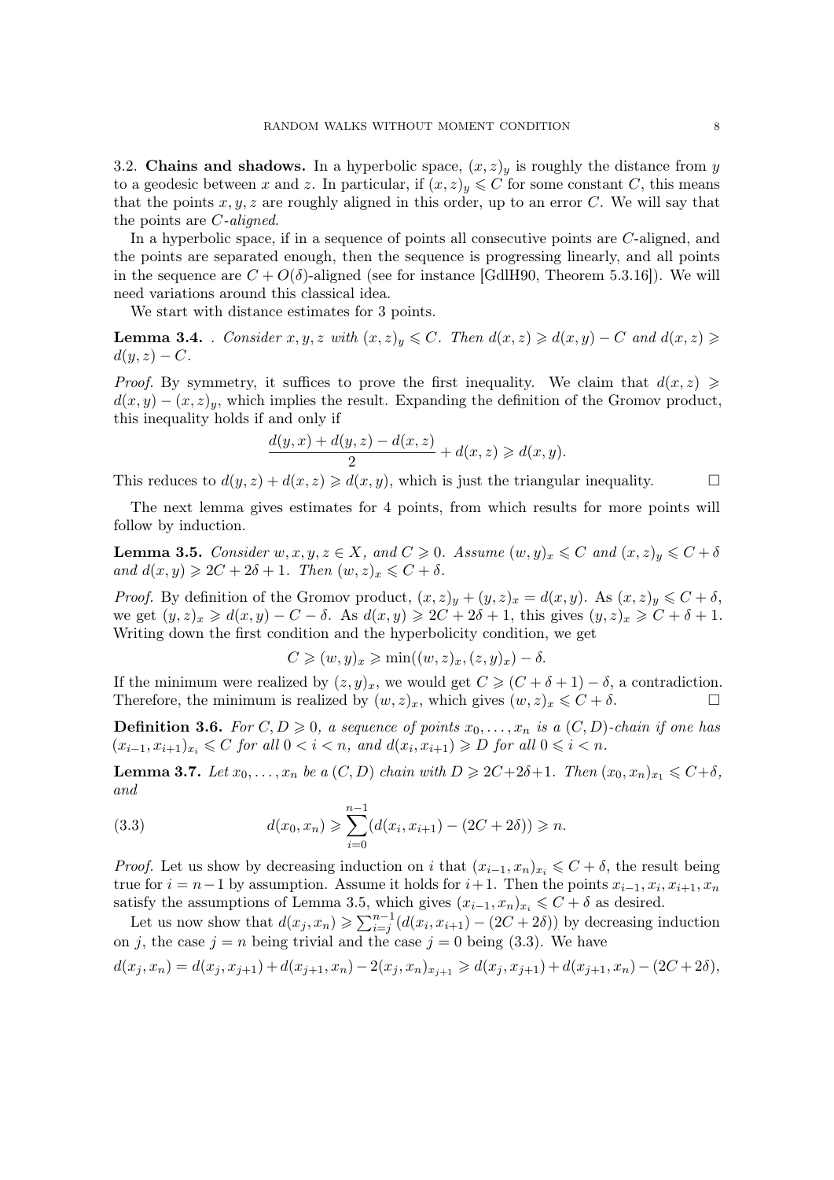3.2. **Chains and shadows.** In a hyperbolic space, $(x,z)_y$ is roughly the distance from $y$ to a geodesic between $x$ and $z$. In particular, if $(x,z)_y \leqslant C$ for some constant $C$, this means that the points $x, y, z$ are roughly aligned in this order, up to an error $C$. We will say that the points are *$C$-aligned*.

In a hyperbolic space, if in a sequence of points all consecutive points are $C$-aligned, and the points are separated enough, then the sequence is progressing linearly, and all points in the sequence are $C + O(\delta)$-aligned (see for instance [GdlH90, Theorem 5.3.16]). We will need variations around this classical idea.

We start with distance estimates for 3 points.

**Lemma 3.4.** *. Consider $x, y, z$ with $(x,z)_y \leqslant C$. Then $d(x,z) \geqslant d(x,y) - C$ and $d(x,z) \geqslant d(y,z) - C$.*

*Proof.* By symmetry, it suffices to prove the first inequality. We claim that $d(x,z) \geqslant d(x,y) - (x,z)_y$, which implies the result. Expanding the definition of the Gromov product, this inequality holds if and only if

$$\frac{d(y,x) + d(y,z) - d(x,z)}{2} + d(x,z) \geqslant d(x,y).$$

This reduces to $d(y,z) + d(x,z) \geqslant d(x,y)$, which is just the triangular inequality. $\square$

The next lemma gives estimates for 4 points, from which results for more points will follow by induction.

**Lemma 3.5.** *Consider $w, x, y, z \in X$, and $C \geqslant 0$. Assume $(w,y)_x \leqslant C$ and $(x,z)_y \leqslant C + \delta$ and $d(x,y) \geqslant 2C + 2\delta + 1$. Then $(w,z)_x \leqslant C + \delta$.*

*Proof.* By definition of the Gromov product, $(x,z)_y + (y,z)_x = d(x,y)$. As $(x,z)_y \leqslant C + \delta$, we get $(y,z)_x \geqslant d(x,y) - C - \delta$. As $d(x,y) \geqslant 2C + 2\delta + 1$, this gives $(y,z)_x \geqslant C + \delta + 1$. Writing down the first condition and the hyperbolicity condition, we get

$$C \geqslant (w,y)_x \geqslant \min((w,z)_x, (z,y)_x) - \delta.$$

If the minimum were realized by $(z,y)_x$, we would get $C \geqslant (C + \delta + 1) - \delta$, a contradiction. Therefore, the minimum is realized by $(w,z)_x$, which gives $(w,z)_x \leqslant C + \delta$. $\square$

**Definition 3.6.** *For $C, D \geqslant 0$, a sequence of points $x_0, \dots, x_n$ is a $(C,D)$-chain if one has $(x_{i-1}, x_{i+1})_{x_i} \leqslant C$ for all $0 < i < n$, and $d(x_i, x_{i+1}) \geqslant D$ for all $0 \leqslant i < n$.*

**Lemma 3.7.** *Let $x_0, \dots, x_n$ be a $(C,D)$ chain with $D \geqslant 2C + 2\delta + 1$. Then $(x_0, x_n)_{x_1} \leqslant C + \delta$, and*

$$d(x_0, x_n) \geqslant \sum_{i=0}^{n-1} (d(x_i, x_{i+1}) - (2C + 2\delta)) \geqslant n. \tag{3.3}$$

*Proof.* Let us show by decreasing induction on $i$ that $(x_{i-1}, x_n)_{x_i} \leqslant C + \delta$, the result being true for $i = n-1$ by assumption. Assume it holds for $i+1$. Then the points $x_{i-1}, x_i, x_{i+1}, x_n$ satisfy the assumptions of Lemma 3.5, which gives $(x_{i-1}, x_n)_{x_i} \leqslant C + \delta$ as desired.

Let us now show that $d(x_j, x_n) \geqslant \sum_{i=j}^{n-1} (d(x_i, x_{i+1}) - (2C + 2\delta))$ by decreasing induction on $j$, the case $j = n$ being trivial and the case $j = 0$ being (3.3). We have

$$d(x_j, x_n) = d(x_j, x_{j+1}) + d(x_{j+1}, x_n) - 2(x_j, x_n)_{x_{j+1}} \geqslant d(x_j, x_{j+1}) + d(x_{j+1}, x_n) - (2C + 2\delta),$$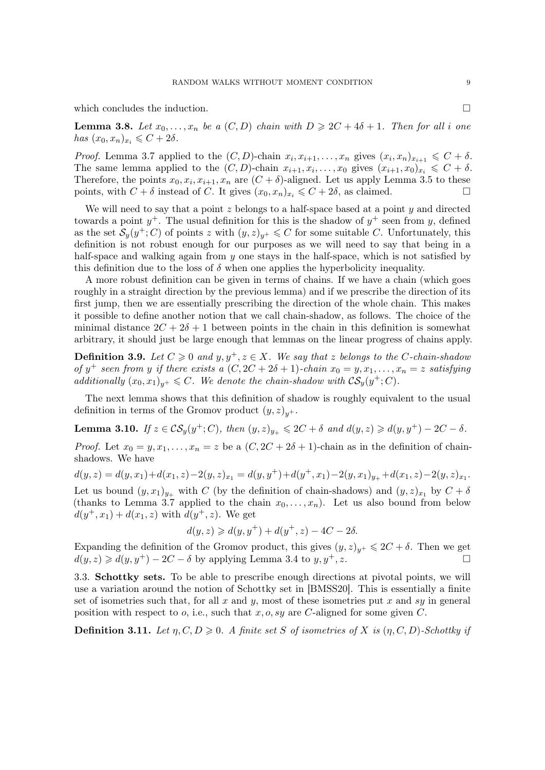which concludes the induction. □

**Lemma 3.8.** *Let $x_0, \dots, x_n$ be a $(C, D)$ chain with $D \geqslant 2C + 4\delta + 1$. Then for all $i$ one has $(x_0, x_n)_{x_i} \leqslant C + 2\delta$.*

*Proof.* Lemma 3.7 applied to the $(C, D)$-chain $x_i, x_{i+1}, \dots, x_n$ gives $(x_i, x_n)_{x_{i+1}} \leqslant C + \delta$. The same lemma applied to the $(C, D)$-chain $x_{i+1}, x_i, \dots, x_0$ gives $(x_{i+1}, x_0)_{x_i} \leqslant C + \delta$. Therefore, the points $x_0, x_i, x_{i+1}, x_n$ are $(C + \delta)$-aligned. Let us apply Lemma 3.5 to these points, with $C + \delta$ instead of $C$. It gives $(x_0, x_n)_{x_i} \leqslant C + 2\delta$, as claimed. □

We will need to say that a point $z$ belongs to a half-space based at a point $y$ and directed towards a point $y^+$. The usual definition for this is the shadow of $y^+$ seen from $y$, defined as the set $\mathcal{S}_y(y^+; C)$ of points $z$ with $(y, z)_{y^+} \leqslant C$ for some suitable $C$. Unfortunately, this definition is not robust enough for our purposes as we will need to say that being in a half-space and walking again from $y$ one stays in the half-space, which is not satisfied by this definition due to the loss of $\delta$ when one applies the hyperbolicity inequality.

A more robust definition can be given in terms of chains. If we have a chain (which goes roughly in a straight direction by the previous lemma) and if we prescribe the direction of its first jump, then we are essentially prescribing the direction of the whole chain. This makes it possible to define another notion that we call chain-shadow, as follows. The choice of the minimal distance $2C + 2\delta + 1$ between points in the chain in this definition is somewhat arbitrary, it should just be large enough that lemmas on the linear progress of chains apply.

**Definition 3.9.** *Let $C \geqslant 0$ and $y, y^+, z \in X$. We say that $z$ belongs to the $C$-chain-shadow of $y^+$ seen from $y$ if there exists a $(C, 2C + 2\delta + 1)$-chain $x_0 = y, x_1, \dots, x_n = z$ satisfying additionally $(x_0, x_1)_{y^+} \leqslant C$. We denote the chain-shadow with $\mathcal{CS}_y(y^+; C)$.*

The next lemma shows that this definition of shadow is roughly equivalent to the usual definition in terms of the Gromov product $(y, z)_{y^+}$.

**Lemma 3.10.** *If $z \in \mathcal{CS}_y(y^+; C)$, then $(y, z)_{y_+} \leqslant 2C + \delta$ and $d(y, z) \geqslant d(y, y^+) - 2C - \delta$.*

*Proof.* Let $x_0 = y, x_1, \dots, x_n = z$ be a $(C, 2C + 2\delta + 1)$-chain as in the definition of chain-shadows. We have

$$d(y, z) = d(y, x_1) + d(x_1, z) - 2(y, z)_{x_1} = d(y, y^+) + d(y^+, x_1) - 2(y, x_1)_{y_+} + d(x_1, z) - 2(y, z)_{x_1}.$$

Let us bound $(y, x_1)_{y_+}$ with $C$ (by the definition of chain-shadows) and $(y, z)_{x_1}$ by $C + \delta$ (thanks to Lemma 3.7 applied to the chain $x_0, \dots, x_n$). Let us also bound from below $d(y^+, x_1) + d(x_1, z)$ with $d(y^+, z)$. We get

$$d(y, z) \geqslant d(y, y^+) + d(y^+, z) - 4C - 2\delta.$$

Expanding the definition of the Gromov product, this gives $(y, z)_{y^+} \leqslant 2C + \delta$. Then we get $d(y, z) \geqslant d(y, y^+) - 2C - \delta$ by applying Lemma 3.4 to $y, y^+, z$. □

### 3.3. Schottky sets.

To be able to prescribe enough directions at pivotal points, we will use a variation around the notion of Schottky set in [BMSS20]. This is essentially a finite set of isometries such that, for all $x$ and $y$, most of these isometries put $x$ and $sy$ in general position with respect to $o$, i.e., such that $x, o, sy$ are $C$-aligned for some given $C$.

**Definition 3.11.** *Let $\eta, C, D \geqslant 0$. A finite set $S$ of isometries of $X$ is $(\eta, C, D)$-Schottky if*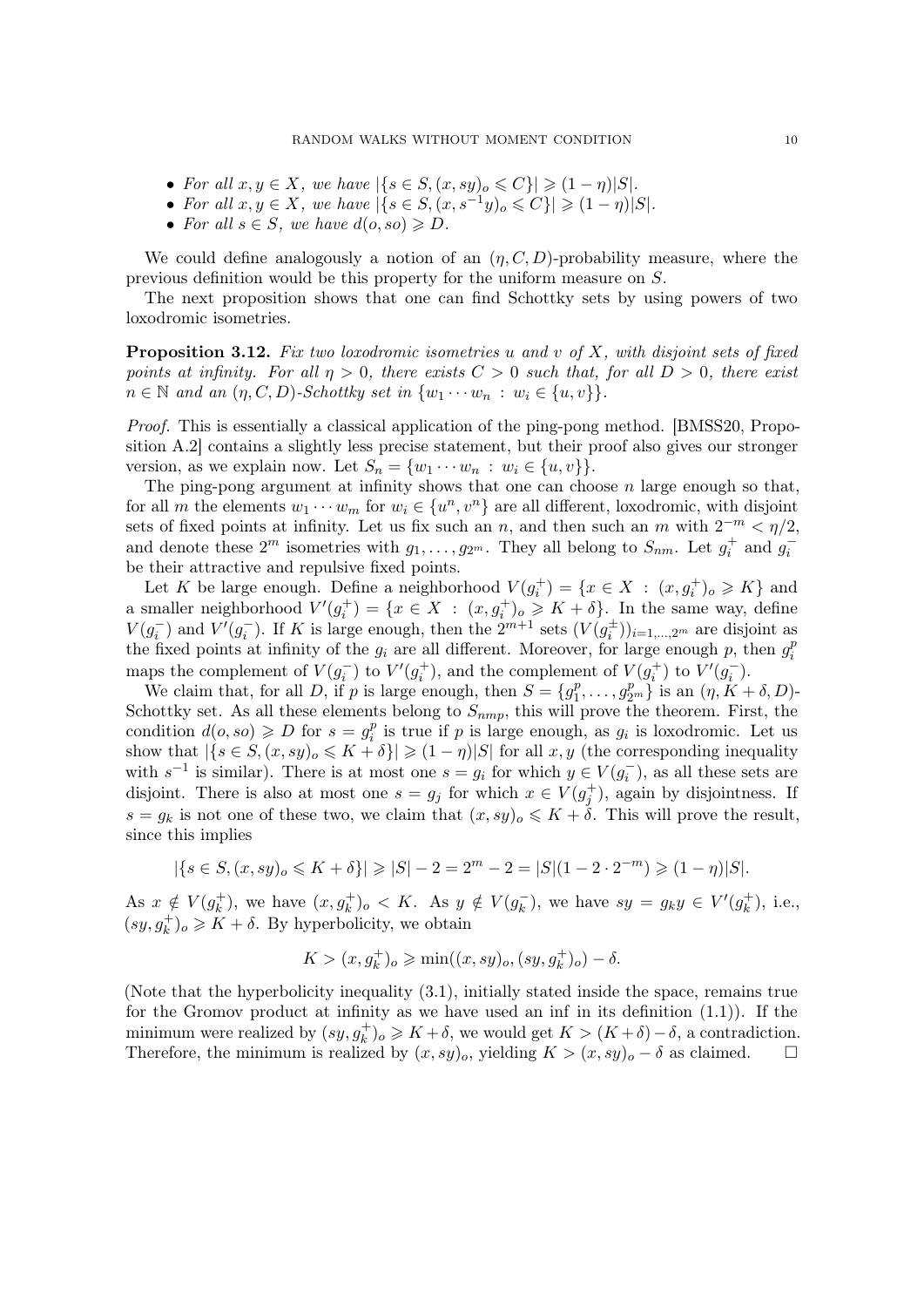- *For all $x, y \in X$, we have $|\{s \in S, (x, sy)_o \leqslant C\}| \geqslant (1-\eta)|S|$.*
- *For all $x, y \in X$, we have $|\{s \in S, (x, s^{-1}y)_o \leqslant C\}| \geqslant (1-\eta)|S|$.*
- *For all $s \in S$, we have $d(o, so) \geqslant D$.*

We could define analogously a notion of an $(\eta, C, D)$-probability measure, where the previous definition would be this property for the uniform measure on $S$.

The next proposition shows that one can find Schottky sets by using powers of two loxodromic isometries.

**Proposition 3.12.** *Fix two loxodromic isometries $u$ and $v$ of $X$, with disjoint sets of fixed points at infinity. For all $\eta > 0$, there exists $C > 0$ such that, for all $D > 0$, there exist $n \in \mathbb{N}$ and an $(\eta, C, D)$-Schottky set in $\{w_1 \cdots w_n \,:\, w_i \in \{u, v\}\}$.*

*Proof.* This is essentially a classical application of the ping-pong method. [BMSS20, Proposition A.2] contains a slightly less precise statement, but their proof also gives our stronger version, as we explain now. Let $S_n = \{w_1 \cdots w_n \,:\, w_i \in \{u, v\}\}$.

The ping-pong argument at infinity shows that one can choose $n$ large enough so that, for all $m$ the elements $w_1 \cdots w_m$ for $w_i \in \{u^n, v^n\}$ are all different, loxodromic, with disjoint sets of fixed points at infinity. Let us fix such an $n$, and then such an $m$ with $2^{-m} < \eta/2$, and denote these $2^m$ isometries with $g_1, \dots, g_{2^m}$. They all belong to $S_{nm}$. Let $g_i^+$ and $g_i^-$ be their attractive and repulsive fixed points.

Let $K$ be large enough. Define a neighborhood $V(g_i^+) = \{x \in X \,:\, (x, g_i^+)_o \geqslant K\}$ and a smaller neighborhood $V'(g_i^+) = \{x \in X \,:\, (x, g_i^+)_o \geqslant K + \delta\}$. In the same way, define $V(g_i^-)$ and $V'(g_i^-)$. If $K$ is large enough, then the $2^{m+1}$ sets $(V(g_i^\pm))_{i=1,\dots,2^m}$ are disjoint as the fixed points at infinity of the $g_i$ are all different. Moreover, for large enough $p$, then $g_i^p$ maps the complement of $V(g_i^-)$ to $V'(g_i^+)$, and the complement of $V(g_i^+)$ to $V'(g_i^-)$.

We claim that, for all $D$, if $p$ is large enough, then $S = \{g_1^p, \dots, g_{2^m}^p\}$ is an $(\eta, K+\delta, D)$-Schottky set. As all these elements belong to $S_{nmp}$, this will prove the theorem. First, the condition $d(o, so) \geqslant D$ for $s = g_i^p$ is true if $p$ is large enough, as $g_i$ is loxodromic. Let us show that $|\{s \in S, (x, sy)_o \leqslant K + \delta\}| \geqslant (1-\eta)|S|$ for all $x, y$ (the corresponding inequality with $s^{-1}$ is similar). There is at most one $s = g_i$ for which $y \in V(g_i^-)$, as all these sets are disjoint. There is also at most one $s = g_j$ for which $x \in V(g_j^+)$, again by disjointness. If $s = g_k$ is not one of these two, we claim that $(x, sy)_o \leqslant K + \delta$. This will prove the result, since this implies

$$|\{s \in S, (x, sy)_o \leqslant K + \delta\}| \geqslant |S| - 2 = 2^m - 2 = |S|(1 - 2 \cdot 2^{-m}) \geqslant (1-\eta)|S|.$$

As $x \notin V(g_k^+)$, we have $(x, g_k^+)_o < K$. As $y \notin V(g_k^-)$, we have $sy = g_k y \in V'(g_k^+)$, i.e., $(sy, g_k^+)_o \geqslant K + \delta$. By hyperbolicity, we obtain

$$K > (x, g_k^+)_o \geqslant \min((x, sy)_o, (sy, g_k^+)_o) - \delta.$$

(Note that the hyperbolicity inequality (3.1), initially stated inside the space, remains true for the Gromov product at infinity as we have used an inf in its definition (1.1)). If the minimum were realized by $(sy, g_k^+)_o \geqslant K + \delta$, we would get $K > (K+\delta) - \delta$, a contradiction. Therefore, the minimum is realized by $(x, sy)_o$, yielding $K > (x, sy)_o - \delta$ as claimed. $\square$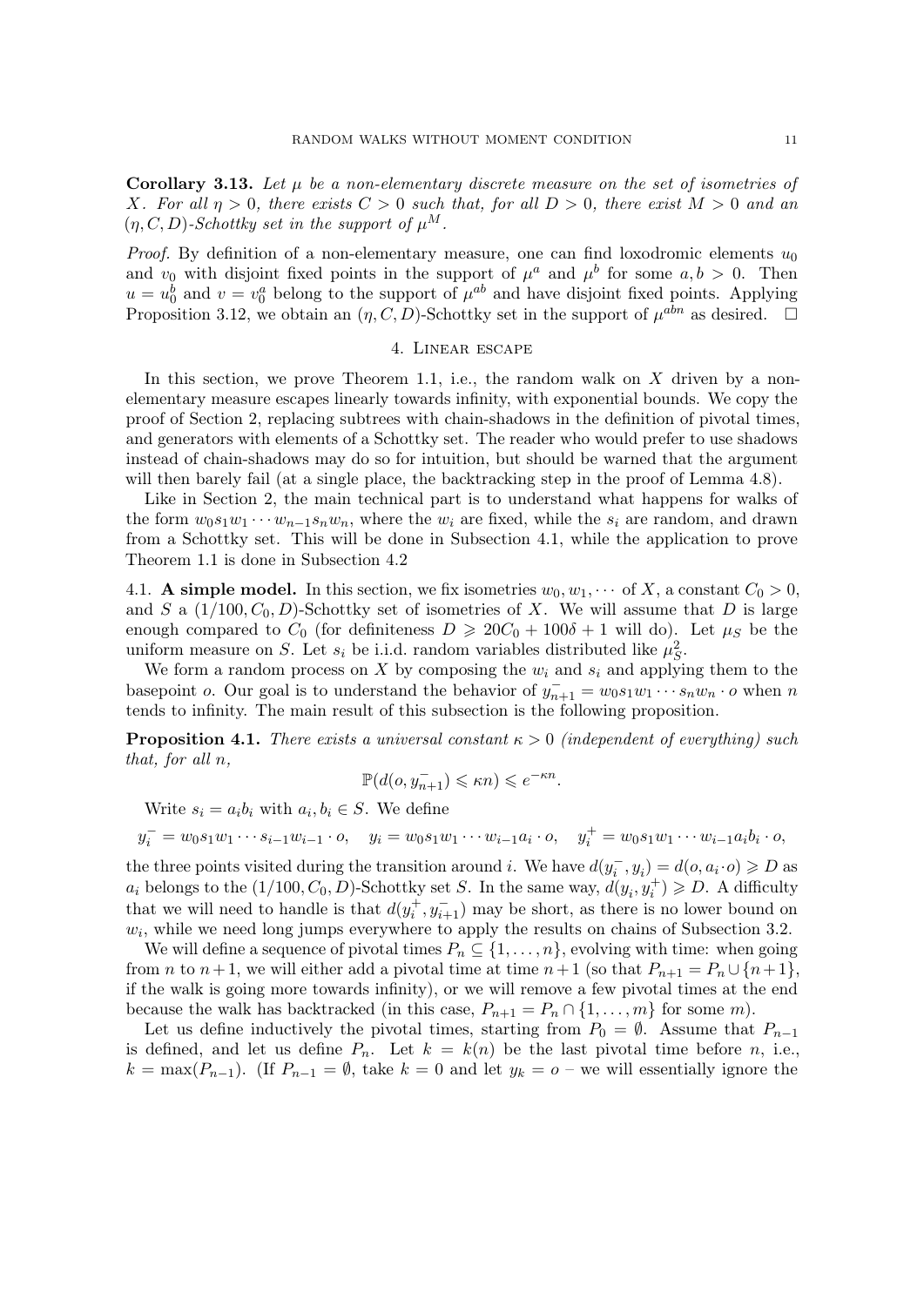**Corollary 3.13.** *Let $\mu$ be a non-elementary discrete measure on the set of isometries of $X$. For all $\eta > 0$, there exists $C > 0$ such that, for all $D > 0$, there exist $M > 0$ and an $(\eta, C, D)$-Schottky set in the support of $\mu^M$.*

*Proof.* By definition of a non-elementary measure, one can find loxodromic elements $u_0$ and $v_0$ with disjoint fixed points in the support of $\mu^a$ and $\mu^b$ for some $a, b > 0$. Then $u = u_0^b$ and $v = v_0^a$ belong to the support of $\mu^{ab}$ and have disjoint fixed points. Applying Proposition 3.12, we obtain an $(\eta, C, D)$-Schottky set in the support of $\mu^{abn}$ as desired. □

## 4. Linear escape

In this section, we prove Theorem 1.1, i.e., the random walk on $X$ driven by a non-elementary measure escapes linearly towards infinity, with exponential bounds. We copy the proof of Section 2, replacing subtrees with chain-shadows in the definition of pivotal times, and generators with elements of a Schottky set. The reader who would prefer to use shadows instead of chain-shadows may do so for intuition, but should be warned that the argument will then barely fail (at a single place, the backtracking step in the proof of Lemma 4.8).

Like in Section 2, the main technical part is to understand what happens for walks of the form $w_0 s_1 w_1 \cdots w_{n-1} s_n w_n$, where the $w_i$ are fixed, while the $s_i$ are random, and drawn from a Schottky set. This will be done in Subsection 4.1, while the application to prove Theorem 1.1 is done in Subsection 4.2

### 4.1. A simple model.

In this section, we fix isometries $w_0, w_1, \cdots$ of $X$, a constant $C_0 > 0$, and $S$ a $(1/100, C_0, D)$-Schottky set of isometries of $X$. We will assume that $D$ is large enough compared to $C_0$ (for definiteness $D \geqslant 20C_0 + 100\delta + 1$ will do). Let $\mu_S$ be the uniform measure on $S$. Let $s_i$ be i.i.d. random variables distributed like $\mu_S^2$.

We form a random process on $X$ by composing the $w_i$ and $s_i$ and applying them to the basepoint $o$. Our goal is to understand the behavior of $y_{n+1}^- = w_0 s_1 w_1 \cdots s_n w_n \cdot o$ when $n$ tends to infinity. The main result of this subsection is the following proposition.

**Proposition 4.1.** *There exists a universal constant $\kappa > 0$ (independent of everything) such that, for all $n$,*

$$\mathbb{P}(d(o, y_{n+1}^-) \leqslant \kappa n) \leqslant e^{-\kappa n}.$$

Write $s_i = a_i b_i$ with $a_i, b_i \in S$. We define

$$y_i^- = w_0 s_1 w_1 \cdots s_{i-1} w_{i-1} \cdot o, \quad y_i = w_0 s_1 w_1 \cdots w_{i-1} a_i \cdot o, \quad y_i^+ = w_0 s_1 w_1 \cdots w_{i-1} a_i b_i \cdot o,$$

the three points visited during the transition around $i$. We have $d(y_i^-, y_i) = d(o, a_i \cdot o) \geqslant D$ as $a_i$ belongs to the $(1/100, C_0, D)$-Schottky set $S$. In the same way, $d(y_i, y_i^+) \geqslant D$. A difficulty that we will need to handle is that $d(y_i^+, y_{i+1}^-)$ may be short, as there is no lower bound on $w_i$, while we need long jumps everywhere to apply the results on chains of Subsection 3.2.

We will define a sequence of pivotal times $P_n \subseteq \{1, \ldots, n\}$, evolving with time: when going from $n$ to $n+1$, we will either add a pivotal time at time $n+1$ (so that $P_{n+1} = P_n \cup \{n+1\}$, if the walk is going more towards infinity), or we will remove a few pivotal times at the end because the walk has backtracked (in this case, $P_{n+1} = P_n \cap \{1, \ldots, m\}$ for some $m$).

Let us define inductively the pivotal times, starting from $P_0 = \emptyset$. Assume that $P_{n-1}$ is defined, and let us define $P_n$. Let $k = k(n)$ be the last pivotal time before $n$, i.e., $k = \max(P_{n-1})$. (If $P_{n-1} = \emptyset$, take $k = 0$ and let $y_k = o$ – we will essentially ignore the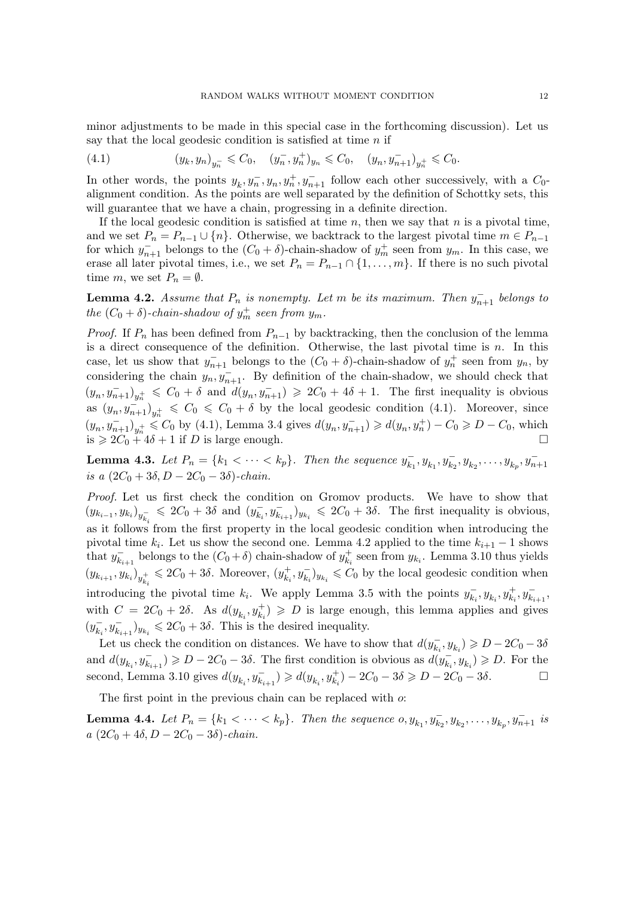minor adjustments to be made in this special case in the forthcoming discussion). Let us say that the local geodesic condition is satisfied at time $n$ if

$$(y_k, y_n)_{y_n^-} \leqslant C_0, \quad (y_n^-, y_n^+)_{y_n} \leqslant C_0, \quad (y_n, y_{n+1}^-)_{y_n^+} \leqslant C_0. \tag{4.1}$$

In other words, the points $y_k, y_n^-, y_n, y_n^+, y_{n+1}^-$ follow each other successively, with a $C_0$-alignment condition. As the points are well separated by the definition of Schottky sets, this will guarantee that we have a chain, progressing in a definite direction.

If the local geodesic condition is satisfied at time $n$, then we say that $n$ is a pivotal time, and we set $P_n = P_{n-1} \cup \{n\}$. Otherwise, we backtrack to the largest pivotal time $m \in P_{n-1}$ for which $y_{n+1}^-$ belongs to the $(C_0 + \delta)$-chain-shadow of $y_m^+$ seen from $y_m$. In this case, we erase all later pivotal times, i.e., we set $P_n = P_{n-1} \cap \{1, \dots, m\}$. If there is no such pivotal time $m$, we set $P_n = \emptyset$.

**Lemma 4.2.** *Assume that $P_n$ is nonempty. Let $m$ be its maximum. Then $y_{n+1}^-$ belongs to the $(C_0 + \delta)$-chain-shadow of $y_m^+$ seen from $y_m$.*

*Proof.* If $P_n$ has been defined from $P_{n-1}$ by backtracking, then the conclusion of the lemma is a direct consequence of the definition. Otherwise, the last pivotal time is $n$. In this case, let us show that $y_{n+1}^-$ belongs to the $(C_0 + \delta)$-chain-shadow of $y_n^+$ seen from $y_n$, by considering the chain $y_n, y_{n+1}^-$. By definition of the chain-shadow, we should check that $(y_n, y_{n+1}^-)_{y_n^+} \leqslant C_0 + \delta$ and $d(y_n, y_{n+1}^-) \geqslant 2C_0 + 4\delta + 1$. The first inequality is obvious as $(y_n, y_{n+1}^-)_{y_n^+} \leqslant C_0 \leqslant C_0 + \delta$ by the local geodesic condition (4.1). Moreover, since $(y_n, y_{n+1}^-)_{y_n^+} \leqslant C_0$ by (4.1), Lemma 3.4 gives $d(y_n, y_{n+1}^-) \geqslant d(y_n, y_n^+) - C_0 \geqslant D - C_0$, which is $\geqslant 2C_0 + 4\delta + 1$ if $D$ is large enough. $\square$

**Lemma 4.3.** *Let $P_n = \{k_1 < \dots < k_p\}$. Then the sequence $y_{k_1}^-, y_{k_1}, y_{k_2}^-, y_{k_2}, \dots, y_{k_p}, y_{n+1}^-$ is a $(2C_0 + 3\delta, D - 2C_0 - 3\delta)$-chain.*

*Proof.* Let us first check the condition on Gromov products. We have to show that $(y_{k_{i-1}}, y_{k_i})_{y_{k_i}^-} \leqslant 2C_0 + 3\delta$ and $(y_{k_i}^-, y_{k_{i+1}}^-)_{y_{k_i}} \leqslant 2C_0 + 3\delta$. The first inequality is obvious, as it follows from the first property in the local geodesic condition when introducing the pivotal time $k_i$. Let us show the second one. Lemma 4.2 applied to the time $k_{i+1} - 1$ shows that $y_{k_{i+1}}^-$ belongs to the $(C_0 + \delta)$ chain-shadow of $y_{k_i}^+$ seen from $y_{k_i}$. Lemma 3.10 thus yields $(y_{k_{i+1}}, y_{k_i})_{y_{k_i}^+} \leqslant 2C_0 + 3\delta$. Moreover, $(y_{k_i}^+, y_{k_i}^-)_{y_{k_i}} \leqslant C_0$ by the local geodesic condition when introducing the pivotal time $k_i$. We apply Lemma 3.5 with the points $y_{k_i}^-, y_{k_i}, y_{k_i}^+, y_{k_{i+1}}^-$, with $C = 2C_0 + 2\delta$. As $d(y_{k_i}, y_{k_i}^+) \geqslant D$ is large enough, this lemma applies and gives $(y_{k_i}^-, y_{k_{i+1}}^-)_{y_{k_i}} \leqslant 2C_0 + 3\delta$. This is the desired inequality.

Let us check the condition on distances. We have to show that $d(y_{k_i}^-, y_{k_i}) \geqslant D - 2C_0 - 3\delta$ and $d(y_{k_i}, y_{k_{i+1}}^-) \geqslant D - 2C_0 - 3\delta$. The first condition is obvious as $d(y_{k_i}^-, y_{k_i}) \geqslant D$. For the second, Lemma 3.10 gives $d(y_{k_i}, y_{k_{i+1}}^-) \geqslant d(y_{k_i}, y_{k_i}^+) - 2C_0 - 3\delta \geqslant D - 2C_0 - 3\delta$. $\square$

The first point in the previous chain can be replaced with $o$:

**Lemma 4.4.** *Let $P_n = \{k_1 < \dots < k_p\}$. Then the sequence $o, y_{k_1}, y_{k_2}^-, y_{k_2}, \dots, y_{k_p}, y_{n+1}^-$ is a $(2C_0 + 4\delta, D - 2C_0 - 3\delta)$-chain.*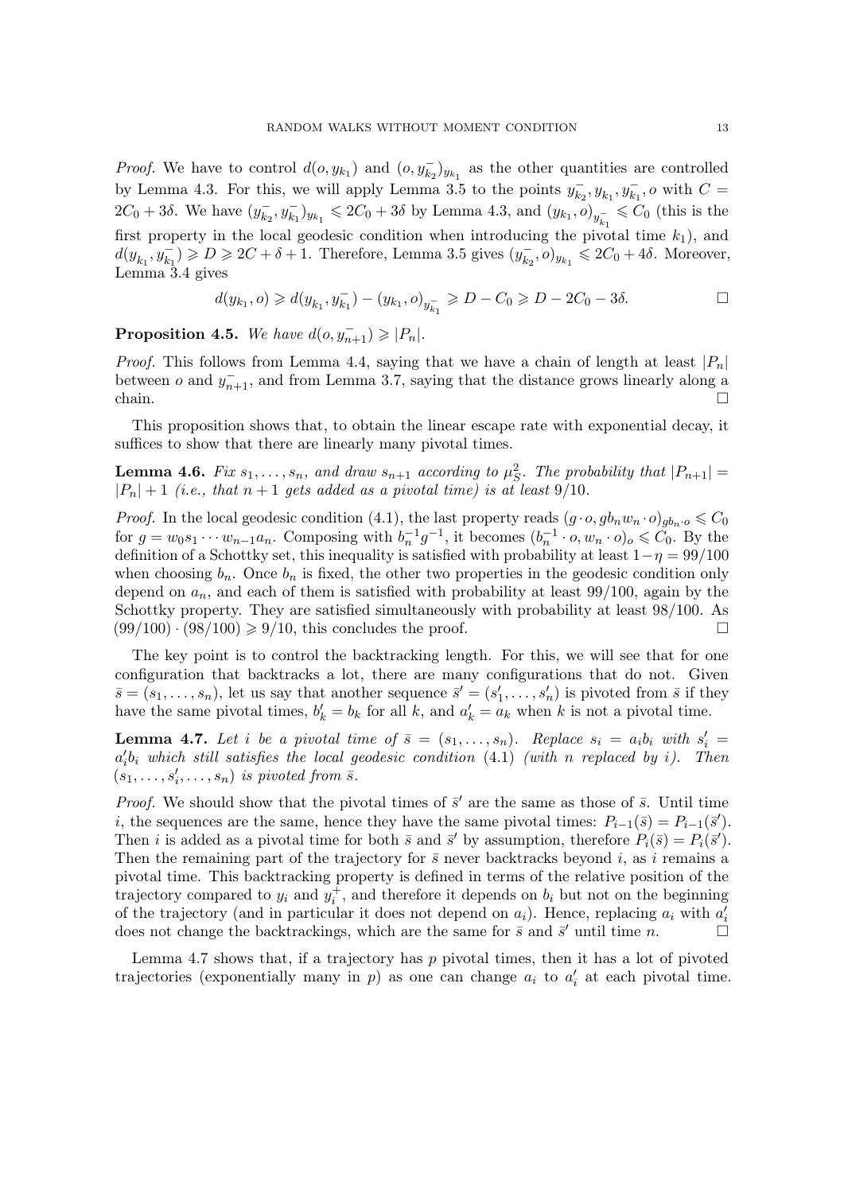*Proof.* We have to control $d(o, y_{k_1})$ and $(o, y_{k_2}^-)_{y_{k_1}}$ as the other quantities are controlled by Lemma 4.3. For this, we will apply Lemma 3.5 to the points $y_{k_2}^-, y_{k_1}, y_{k_1}^-, o$ with $C = 2C_0 + 3\delta$. We have $(y_{k_2}^-, y_{k_1}^-)_{y_{k_1}} \leqslant 2C_0 + 3\delta$ by Lemma 4.3, and $(y_{k_1}, o)_{y_{k_1}^-} \leqslant C_0$ (this is the first property in the local geodesic condition when introducing the pivotal time $k_1$), and $d(y_{k_1}, y_{k_1}^-) \geqslant D \geqslant 2C + \delta + 1$. Therefore, Lemma 3.5 gives $(y_{k_2}^-, o)_{y_{k_1}} \leqslant 2C_0 + 4\delta$. Moreover, Lemma 3.4 gives

$$d(y_{k_1}, o) \geqslant d(y_{k_1}, y_{k_1}^-) - (y_{k_1}, o)_{y_{k_1}^-} \geqslant D - C_0 \geqslant D - 2C_0 - 3\delta. \qquad \square$$

**Proposition 4.5.** *We have $d(o, y_{n+1}^-) \geqslant |P_n|$.*

*Proof.* This follows from Lemma 4.4, saying that we have a chain of length at least $|P_n|$ between $o$ and $y_{n+1}^-$, and from Lemma 3.7, saying that the distance grows linearly along a chain. $\square$

This proposition shows that, to obtain the linear escape rate with exponential decay, it suffices to show that there are linearly many pivotal times.

**Lemma 4.6.** *Fix $s_1, \dots, s_n$, and draw $s_{n+1}$ according to $\mu_S^2$. The probability that $|P_{n+1}| = |P_n| + 1$ (i.e., that $n+1$ gets added as a pivotal time) is at least $9/10$.*

*Proof.* In the local geodesic condition (4.1), the last property reads $(g \cdot o, gb_n w_n \cdot o)_{gb_n \cdot o} \leqslant C_0$ for $g = w_0 s_1 \cdots w_{n-1} a_n$. Composing with $b_n^{-1} g^{-1}$, it becomes $(b_n^{-1} \cdot o, w_n \cdot o)_o \leqslant C_0$. By the definition of a Schottky set, this inequality is satisfied with probability at least $1 - \eta = 99/100$ when choosing $b_n$. Once $b_n$ is fixed, the other two properties in the geodesic condition only depend on $a_n$, and each of them is satisfied with probability at least $99/100$, again by the Schottky property. They are satisfied simultaneously with probability at least $98/100$. As $(99/100) \cdot (98/100) \geqslant 9/10$, this concludes the proof. $\square$

The key point is to control the backtracking length. For this, we will see that for one configuration that backtracks a lot, there are many configurations that do not. Given $\bar{s} = (s_1, \dots, s_n)$, let us say that another sequence $\bar{s}' = (s'_1, \dots, s'_n)$ is pivoted from $\bar{s}$ if they have the same pivotal times, $b'_k = b_k$ for all $k$, and $a'_k = a_k$ when $k$ is not a pivotal time.

**Lemma 4.7.** *Let $i$ be a pivotal time of $\bar{s} = (s_1, \dots, s_n)$. Replace $s_i = a_i b_i$ with $s'_i = a'_i b_i$ which still satisfies the local geodesic condition (4.1) (with $n$ replaced by $i$). Then $(s_1, \dots, s'_i, \dots, s_n)$ is pivoted from $\bar{s}$.*

*Proof.* We should show that the pivotal times of $\bar{s}'$ are the same as those of $\bar{s}$. Until time $i$, the sequences are the same, hence they have the same pivotal times: $P_{i-1}(\bar{s}) = P_{i-1}(\bar{s}')$. Then $i$ is added as a pivotal time for both $\bar{s}$ and $\bar{s}'$ by assumption, therefore $P_i(\bar{s}) = P_i(\bar{s}')$. Then the remaining part of the trajectory for $\bar{s}$ never backtracks beyond $i$, as $i$ remains a pivotal time. This backtracking property is defined in terms of the relative position of the trajectory compared to $y_i$ and $y_i^+$, and therefore it depends on $b_i$ but not on the beginning of the trajectory (and in particular it does not depend on $a_i$). Hence, replacing $a_i$ with $a'_i$ does not change the backtrackings, which are the same for $\bar{s}$ and $\bar{s}'$ until time $n$. $\square$

Lemma 4.7 shows that, if a trajectory has $p$ pivotal times, then it has a lot of pivoted trajectories (exponentially many in $p$) as one can change $a_i$ to $a'_i$ at each pivotal time.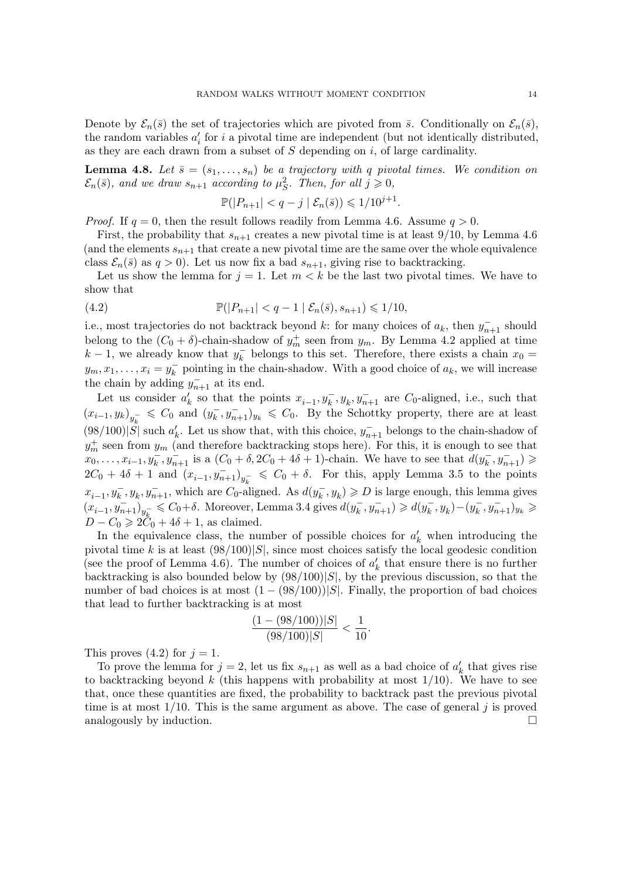Denote by $\mathcal{E}_n(\bar{s})$ the set of trajectories which are pivoted from $\bar{s}$. Conditionally on $\mathcal{E}_n(\bar{s})$, the random variables $a'_i$ for $i$ a pivotal time are independent (but not identically distributed, as they are each drawn from a subset of $S$ depending on $i$, of large cardinality.

**Lemma 4.8.** *Let $\bar{s} = (s_1, \dots, s_n)$ be a trajectory with $q$ pivotal times. We condition on $\mathcal{E}_n(\bar{s})$, and we draw $s_{n+1}$ according to $\mu_S^2$. Then, for all $j \geqslant 0$,*

$$\mathbb{P}(|P_{n+1}| < q - j \mid \mathcal{E}_n(\bar{s})) \leqslant 1/10^{j+1}.$$

*Proof.* If $q = 0$, then the result follows readily from Lemma 4.6. Assume $q > 0$.

First, the probability that $s_{n+1}$ creates a new pivotal time is at least $9/10$, by Lemma 4.6 (and the elements $s_{n+1}$ that create a new pivotal time are the same over the whole equivalence class $\mathcal{E}_n(\bar{s})$ as $q > 0$). Let us now fix a bad $s_{n+1}$, giving rise to backtracking.

Let us show the lemma for $j = 1$. Let $m < k$ be the last two pivotal times. We have to show that

$$\mathbb{P}(|P_{n+1}| < q - 1 \mid \mathcal{E}_n(\bar{s}), s_{n+1}) \leqslant 1/10, \tag{4.2}$$

i.e., most trajectories do not backtrack beyond $k$: for many choices of $a_k$, then $y_{n+1}^-$ should belong to the $(C_0 + \delta)$-chain-shadow of $y_m^+$ seen from $y_m$. By Lemma 4.2 applied at time $k - 1$, we already know that $y_k^-$ belongs to this set. Therefore, there exists a chain $x_0 = y_m, x_1, \dots, x_i = y_k^-$ pointing in the chain-shadow. With a good choice of $a_k$, we will increase the chain by adding $y_{n+1}^-$ at its end.

Let us consider $a'_k$ so that the points $x_{i-1}, y_k^-, y_k, y_{n+1}^-$ are $C_0$-aligned, i.e., such that $(x_{i-1}, y_k)_{y_k^-} \leqslant C_0$ and $(y_k^-, y_{n+1}^-)_{y_k} \leqslant C_0$. By the Schottky property, there are at least $(98/100)|S|$ such $a'_k$. Let us show that, with this choice, $y_{n+1}^-$ belongs to the chain-shadow of $y_m^+$ seen from $y_m$ (and therefore backtracking stops here). For this, it is enough to see that $x_0, \dots, x_{i-1}, y_k^-, y_{n+1}^-$ is a $(C_0 + \delta, 2C_0 + 4\delta + 1)$-chain. We have to see that $d(y_k^-, y_{n+1}^-) \geqslant 2C_0 + 4\delta + 1$ and $(x_{i-1}, y_{n+1}^-)_{y_k^-} \leqslant C_0 + \delta$. For this, apply Lemma 3.5 to the points $x_{i-1}, y_k^-, y_k, y_{n+1}^-$, which are $C_0$-aligned. As $d(y_k^-, y_k) \geqslant D$ is large enough, this lemma gives $(x_{i-1}, y_{n+1}^-)_{y_k^-} \leqslant C_0 + \delta$. Moreover, Lemma 3.4 gives $d(y_k^-, y_{n+1}^-) \geqslant d(y_k^-, y_k) - (y_k^-, y_{n+1}^-)_{y_k} \geqslant D - C_0 \geqslant 2C_0 + 4\delta + 1$, as claimed.

In the equivalence class, the number of possible choices for $a'_k$ when introducing the pivotal time $k$ is at least $(98/100)|S|$, since most choices satisfy the local geodesic condition (see the proof of Lemma 4.6). The number of choices of $a'_k$ that ensure there is no further backtracking is also bounded below by $(98/100)|S|$, by the previous discussion, so that the number of bad choices is at most $(1 - (98/100))|S|$. Finally, the proportion of bad choices that lead to further backtracking is at most

$$\frac{(1 - (98/100))|S|}{(98/100)|S|} < \frac{1}{10}.$$

This proves (4.2) for $j = 1$.

To prove the lemma for $j = 2$, let us fix $s_{n+1}$ as well as a bad choice of $a'_k$ that gives rise to backtracking beyond $k$ (this happens with probability at most $1/10$). We have to see that, once these quantities are fixed, the probability to backtrack past the previous pivotal time is at most $1/10$. This is the same argument as above. The case of general $j$ is proved analogously by induction. $\square$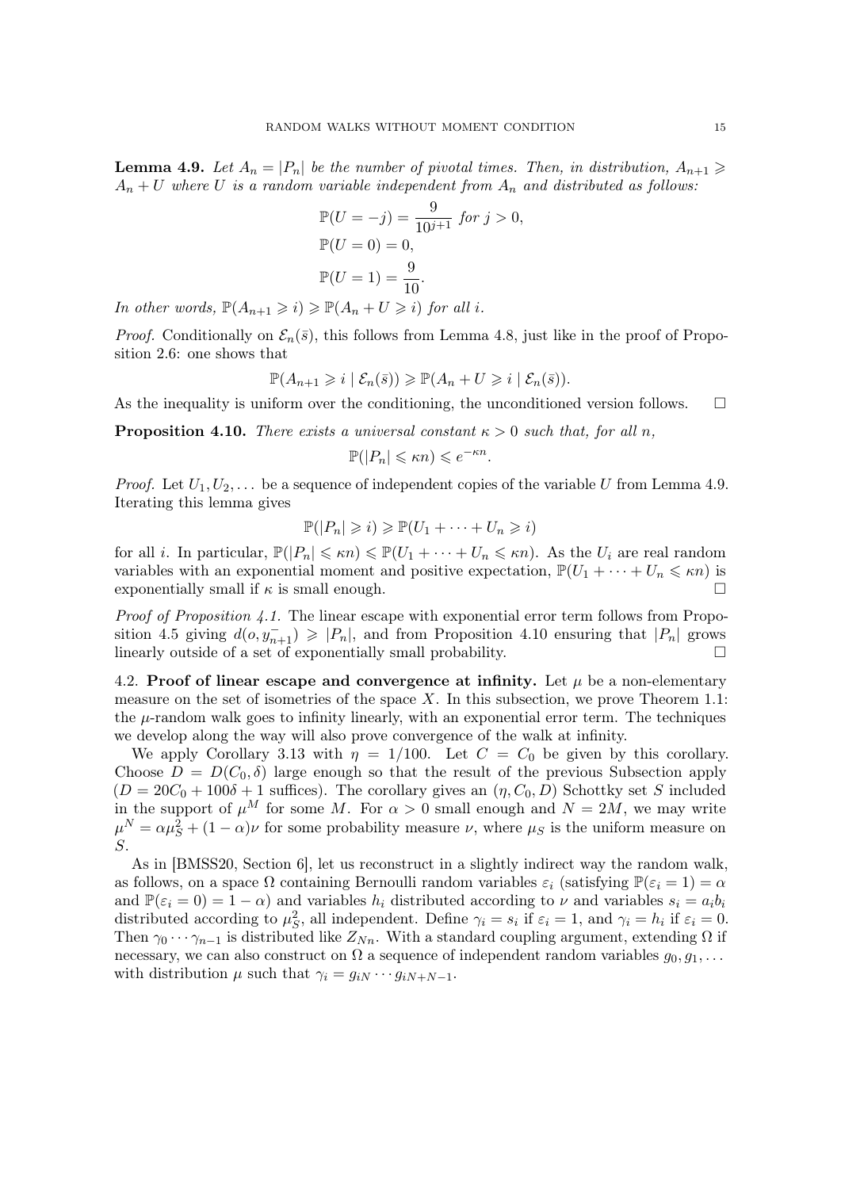**Lemma 4.9.** *Let $A_n = |P_n|$ be the number of pivotal times. Then, in distribution, $A_{n+1} \geqslant A_n + U$ where $U$ is a random variable independent from $A_n$ and distributed as follows:*

$$
\begin{aligned}
&\mathbb{P}(U = -j) = \frac{9}{10^{j+1}} \text{ for } j > 0, \\
&\mathbb{P}(U = 0) = 0, \\
&\mathbb{P}(U = 1) = \frac{9}{10}.
\end{aligned}
$$

*In other words, $\mathbb{P}(A_{n+1} \geqslant i) \geqslant \mathbb{P}(A_n + U \geqslant i)$ for all $i$.*

*Proof.* Conditionally on $\mathcal{E}_n(\bar{s})$, this follows from Lemma 4.8, just like in the proof of Proposition 2.6: one shows that

$$
\mathbb{P}(A_{n+1} \geqslant i \mid \mathcal{E}_n(\bar{s})) \geqslant \mathbb{P}(A_n + U \geqslant i \mid \mathcal{E}_n(\bar{s})).
$$

As the inequality is uniform over the conditioning, the unconditioned version follows. □

**Proposition 4.10.** *There exists a universal constant $\kappa > 0$ such that, for all $n$,*

$$
\mathbb{P}(|P_n| \leqslant \kappa n) \leqslant e^{-\kappa n}.
$$

*Proof.* Let $U_1, U_2, \dots$ be a sequence of independent copies of the variable $U$ from Lemma 4.9. Iterating this lemma gives

$$
\mathbb{P}(|P_n| \geqslant i) \geqslant \mathbb{P}(U_1 + \dots + U_n \geqslant i)
$$

for all $i$. In particular, $\mathbb{P}(|P_n| \leqslant \kappa n) \leqslant \mathbb{P}(U_1 + \dots + U_n \leqslant \kappa n)$. As the $U_i$ are real random variables with an exponential moment and positive expectation, $\mathbb{P}(U_1 + \dots + U_n \leqslant \kappa n)$ is exponentially small if $\kappa$ is small enough. □

*Proof of Proposition 4.1.* The linear escape with exponential error term follows from Proposition 4.5 giving $d(o, y_{n+1}^-) \geqslant |P_n|$, and from Proposition 4.10 ensuring that $|P_n|$ grows linearly outside of a set of exponentially small probability. □

### 4.2. Proof of linear escape and convergence at infinity.

Let $\mu$ be a non-elementary measure on the set of isometries of the space $X$. In this subsection, we prove Theorem 1.1: the $\mu$-random walk goes to infinity linearly, with an exponential error term. The techniques we develop along the way will also prove convergence of the walk at infinity.

We apply Corollary 3.13 with $\eta = 1/100$. Let $C = C_0$ be given by this corollary. Choose $D = D(C_0, \delta)$ large enough so that the result of the previous Subsection apply ($D = 20C_0 + 100\delta + 1$ suffices). The corollary gives an $(\eta, C_0, D)$ Schottky set $S$ included in the support of $\mu^M$ for some $M$. For $\alpha > 0$ small enough and $N = 2M$, we may write $\mu^N = \alpha \mu_S^2 + (1 - \alpha)\nu$ for some probability measure $\nu$, where $\mu_S$ is the uniform measure on $S$.

As in [BMSS20, Section 6], let us reconstruct in a slightly indirect way the random walk, as follows, on a space $\Omega$ containing Bernoulli random variables $\varepsilon_i$ (satisfying $\mathbb{P}(\varepsilon_i = 1) = \alpha$ and $\mathbb{P}(\varepsilon_i = 0) = 1 - \alpha$) and variables $h_i$ distributed according to $\nu$ and variables $s_i = a_i b_i$ distributed according to $\mu_S^2$, all independent. Define $\gamma_i = s_i$ if $\varepsilon_i = 1$, and $\gamma_i = h_i$ if $\varepsilon_i = 0$. Then $\gamma_0 \cdots \gamma_{n-1}$ is distributed like $Z_{Nn}$. With a standard coupling argument, extending $\Omega$ if necessary, we can also construct on $\Omega$ a sequence of independent random variables $g_0, g_1, \dots$ with distribution $\mu$ such that $\gamma_i = g_{iN} \cdots g_{iN+N-1}$.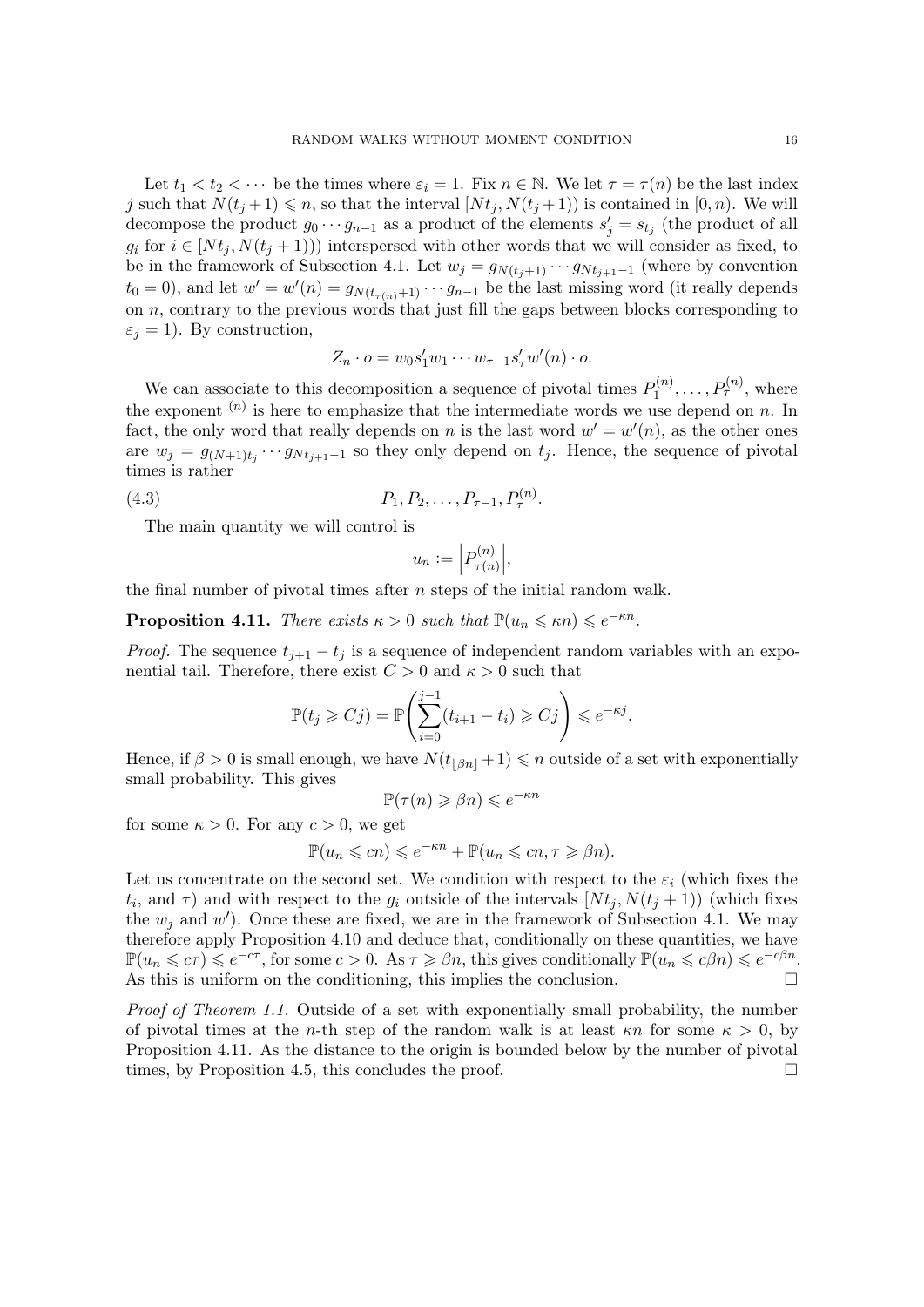Let $t_1 < t_2 < \cdots$ be the times where $\varepsilon_i = 1$. Fix $n \in \mathbb{N}$. We let $\tau = \tau(n)$ be the last index $j$ such that $N(t_j+1) \leqslant n$, so that the interval $[Nt_j, N(t_j+1))$ is contained in $[0,n)$. We will decompose the product $g_0 \cdots g_{n-1}$ as a product of the elements $s'_j = s_{t_j}$ (the product of all $g_i$ for $i \in [Nt_j, N(t_j+1))$) interspersed with other words that we will consider as fixed, to be in the framework of Subsection 4.1. Let $w_j = g_{N(t_j+1)} \cdots g_{Nt_{j+1}-1}$ (where by convention $t_0 = 0$), and let $w' = w'(n) = g_{N(t_{\tau(n)}+1)} \cdots g_{n-1}$ be the last missing word (it really depends on $n$, contrary to the previous words that just fill the gaps between blocks corresponding to $\varepsilon_j = 1$). By construction,

$$Z_n \cdot o = w_0 s'_1 w_1 \cdots w_{\tau-1} s'_\tau w'(n) \cdot o.$$

We can associate to this decomposition a sequence of pivotal times $P_1^{(n)}, \dots, P_\tau^{(n)}$, where the exponent ${}^{(n)}$ is here to emphasize that the intermediate words we use depend on $n$. In fact, the only word that really depends on $n$ is the last word $w' = w'(n)$, as the other ones are $w_j = g_{(N+1)t_j} \cdots g_{Nt_{j+1}-1}$ so they only depend on $t_j$. Hence, the sequence of pivotal times is rather

$$P_1, P_2, \dots, P_{\tau-1}, P_\tau^{(n)}. \tag{4.3}$$

The main quantity we will control is

$$u_n := \left| P_{\tau(n)}^{(n)} \right|,$$

the final number of pivotal times after $n$ steps of the initial random walk.

**Proposition 4.11.** *There exists $\kappa > 0$ such that $\mathbb{P}(u_n \leqslant \kappa n) \leqslant e^{-\kappa n}$.*

*Proof.* The sequence $t_{j+1} - t_j$ is a sequence of independent random variables with an exponential tail. Therefore, there exist $C > 0$ and $\kappa > 0$ such that

$$\mathbb{P}(t_j \geqslant Cj) = \mathbb{P}\left( \sum_{i=0}^{j-1} (t_{i+1} - t_i) \geqslant Cj \right) \leqslant e^{-\kappa j}.$$

Hence, if $\beta > 0$ is small enough, we have $N(t_{\lfloor \beta n \rfloor} + 1) \leqslant n$ outside of a set with exponentially small probability. This gives

$$\mathbb{P}(\tau(n) \geqslant \beta n) \leqslant e^{-\kappa n}$$

for some $\kappa > 0$. For any $c > 0$, we get

$$\mathbb{P}(u_n \leqslant cn) \leqslant e^{-\kappa n} + \mathbb{P}(u_n \leqslant cn, \tau \geqslant \beta n).$$

Let us concentrate on the second set. We condition with respect to the $\varepsilon_i$ (which fixes the $t_i$, and $\tau$) and with respect to the $g_i$ outside of the intervals $[Nt_j, N(t_j+1))$ (which fixes the $w_j$ and $w'$). Once these are fixed, we are in the framework of Subsection 4.1. We may therefore apply Proposition 4.10 and deduce that, conditionally on these quantities, we have $\mathbb{P}(u_n \leqslant c\tau) \leqslant e^{-c\tau}$, for some $c > 0$. As $\tau \geqslant \beta n$, this gives conditionally $\mathbb{P}(u_n \leqslant c\beta n) \leqslant e^{-c\beta n}$. As this is uniform on the conditioning, this implies the conclusion. $\square$

*Proof of Theorem 1.1.* Outside of a set with exponentially small probability, the number of pivotal times at the $n$-th step of the random walk is at least $\kappa n$ for some $\kappa > 0$, by Proposition 4.11. As the distance to the origin is bounded below by the number of pivotal times, by Proposition 4.5, this concludes the proof. $\square$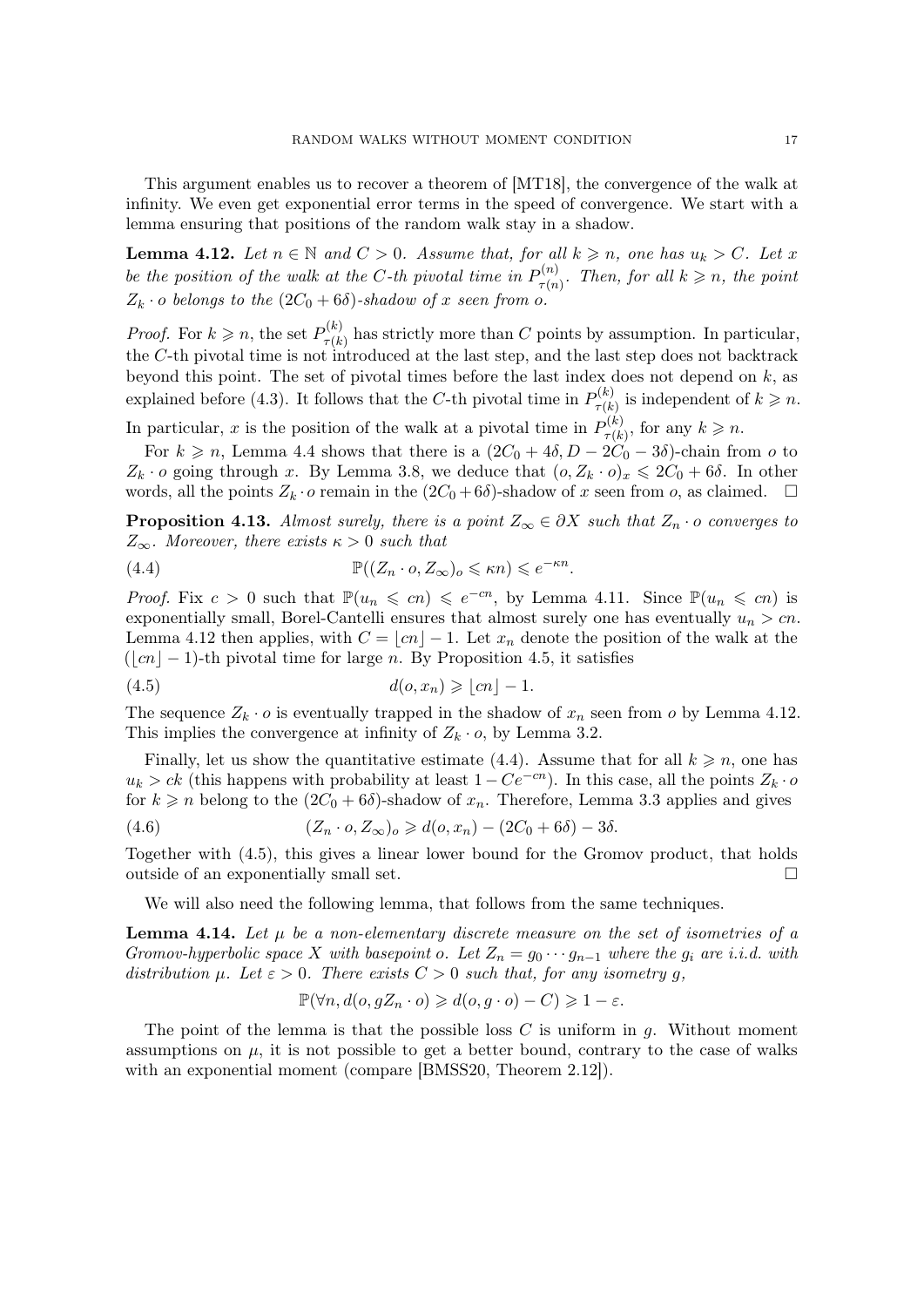This argument enables us to recover a theorem of [MT18], the convergence of the walk at infinity. We even get exponential error terms in the speed of convergence. We start with a lemma ensuring that positions of the random walk stay in a shadow.

**Lemma 4.12.** *Let $n \in \mathbb{N}$ and $C > 0$. Assume that, for all $k \geqslant n$, one has $u_k > C$. Let $x$ be the position of the walk at the $C$-th pivotal time in $P^{(n)}_{\tau(n)}$. Then, for all $k \geqslant n$, the point $Z_k \cdot o$ belongs to the $(2C_0 + 6\delta)$-shadow of $x$ seen from $o$.*

*Proof.* For $k \geqslant n$, the set $P^{(k)}_{\tau(k)}$ has strictly more than $C$ points by assumption. In particular, the $C$-th pivotal time is not introduced at the last step, and the last step does not backtrack beyond this point. The set of pivotal times before the last index does not depend on $k$, as explained before (4.3). It follows that the $C$-th pivotal time in $P^{(k)}_{\tau(k)}$ is independent of $k \geqslant n$. In particular, $x$ is the position of the walk at a pivotal time in $P^{(k)}_{\tau(k)}$, for any $k \geqslant n$.

For $k \geqslant n$, Lemma 4.4 shows that there is a $(2C_0 + 4\delta, D - 2C_0 - 3\delta)$-chain from $o$ to $Z_k \cdot o$ going through $x$. By Lemma 3.8, we deduce that $(o, Z_k \cdot o)_x \leqslant 2C_0 + 6\delta$. In other words, all the points $Z_k \cdot o$ remain in the $(2C_0 + 6\delta)$-shadow of $x$ seen from $o$, as claimed. □

**Proposition 4.13.** *Almost surely, there is a point $Z_\infty \in \partial X$ such that $Z_n \cdot o$ converges to $Z_\infty$. Moreover, there exists $\kappa > 0$ such that*

$$\mathbb{P}((Z_n \cdot o, Z_\infty)_o \leqslant \kappa n) \leqslant e^{-\kappa n}. \tag{4.4}$$

*Proof.* Fix $c > 0$ such that $\mathbb{P}(u_n \leqslant cn) \leqslant e^{-cn}$, by Lemma 4.11. Since $\mathbb{P}(u_n \leqslant cn)$ is exponentially small, Borel-Cantelli ensures that almost surely one has eventually $u_n > cn$. Lemma 4.12 then applies, with $C = \lfloor cn \rfloor - 1$. Let $x_n$ denote the position of the walk at the $(\lfloor cn \rfloor - 1)$-th pivotal time for large $n$. By Proposition 4.5, it satisfies

$$d(o, x_n) \geqslant \lfloor cn \rfloor - 1. \tag{4.5}$$

The sequence $Z_k \cdot o$ is eventually trapped in the shadow of $x_n$ seen from $o$ by Lemma 4.12. This implies the convergence at infinity of $Z_k \cdot o$, by Lemma 3.2.

Finally, let us show the quantitative estimate (4.4). Assume that for all $k \geqslant n$, one has $u_k > ck$ (this happens with probability at least $1 - Ce^{-cn}$). In this case, all the points $Z_k \cdot o$ for $k \geqslant n$ belong to the $(2C_0 + 6\delta)$-shadow of $x_n$. Therefore, Lemma 3.3 applies and gives

$$(Z_n \cdot o, Z_\infty)_o \geqslant d(o, x_n) - (2C_0 + 6\delta) - 3\delta. \tag{4.6}$$

Together with (4.5), this gives a linear lower bound for the Gromov product, that holds outside of an exponentially small set. □

We will also need the following lemma, that follows from the same techniques.

**Lemma 4.14.** *Let $\mu$ be a non-elementary discrete measure on the set of isometries of a Gromov-hyperbolic space $X$ with basepoint $o$. Let $Z_n = g_0 \cdots g_{n-1}$ where the $g_i$ are i.i.d. with distribution $\mu$. Let $\varepsilon > 0$. There exists $C > 0$ such that, for any isometry $g$,*

$$\mathbb{P}(\forall n, d(o, gZ_n \cdot o) \geqslant d(o, g \cdot o) - C) \geqslant 1 - \varepsilon.$$

The point of the lemma is that the possible loss $C$ is uniform in $g$. Without moment assumptions on $\mu$, it is not possible to get a better bound, contrary to the case of walks with an exponential moment (compare [BMSS20, Theorem 2.12]).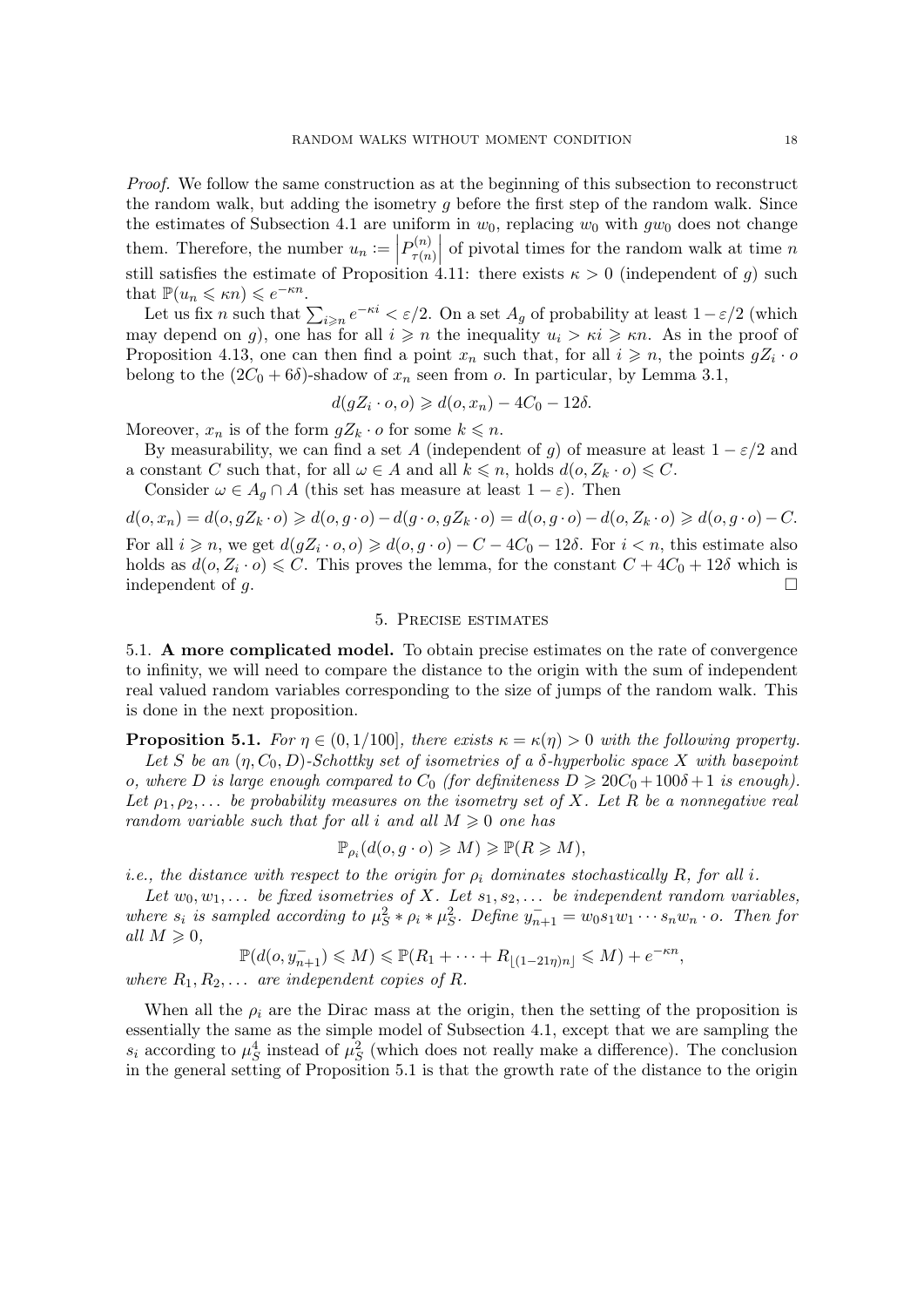*Proof.* We follow the same construction as at the beginning of this subsection to reconstruct the random walk, but adding the isometry $g$ before the first step of the random walk. Since the estimates of Subsection 4.1 are uniform in $w_0$, replacing $w_0$ with $gw_0$ does not change them. Therefore, the number $u_n := \left|P_{\tau(n)}^{(n)}\right|$ of pivotal times for the random walk at time $n$ still satisfies the estimate of Proposition 4.11: there exists $\kappa > 0$ (independent of $g$) such that $\mathbb{P}(u_n \leqslant \kappa n) \leqslant e^{-\kappa n}$.

Let us fix $n$ such that $\sum_{i\geqslant n} e^{-\kappa i} < \varepsilon/2$. On a set $A_g$ of probability at least $1-\varepsilon/2$ (which may depend on $g$), one has for all $i \geqslant n$ the inequality $u_i > \kappa i \geqslant \kappa n$. As in the proof of Proposition 4.13, one can then find a point $x_n$ such that, for all $i \geqslant n$, the points $gZ_i \cdot o$ belong to the $(2C_0 + 6\delta)$-shadow of $x_n$ seen from $o$. In particular, by Lemma 3.1,

$$d(gZ_i \cdot o, o) \geqslant d(o, x_n) - 4C_0 - 12\delta.$$

Moreover, $x_n$ is of the form $gZ_k \cdot o$ for some $k \leqslant n$.

By measurability, we can find a set $A$ (independent of $g$) of measure at least $1 - \varepsilon/2$ and a constant $C$ such that, for all $\omega \in A$ and all $k \leqslant n$, holds $d(o, Z_k \cdot o) \leqslant C$.

Consider $\omega \in A_g \cap A$ (this set has measure at least $1 - \varepsilon$). Then

$$d(o, x_n) = d(o, gZ_k \cdot o) \geqslant d(o, g \cdot o) - d(g \cdot o, gZ_k \cdot o) = d(o, g \cdot o) - d(o, Z_k \cdot o) \geqslant d(o, g \cdot o) - C.$$

For all $i \geqslant n$, we get $d(gZ_i \cdot o, o) \geqslant d(o, g \cdot o) - C - 4C_0 - 12\delta$. For $i < n$, this estimate also holds as $d(o, Z_i \cdot o) \leqslant C$. This proves the lemma, for the constant $C + 4C_0 + 12\delta$ which is independent of $g$. $\square$

## 5. Precise estimates

### 5.1. A more complicated model.

To obtain precise estimates on the rate of convergence to infinity, we will need to compare the distance to the origin with the sum of independent real valued random variables corresponding to the size of jumps of the random walk. This is done in the next proposition.

**Proposition 5.1.** *For $\eta \in (0, 1/100]$, there exists $\kappa = \kappa(\eta) > 0$ with the following property. Let $S$ be an $(\eta, C_0, D)$-Schottky set of isometries of a $\delta$-hyperbolic space $X$ with basepoint $o$, where $D$ is large enough compared to $C_0$ (for definiteness $D \geqslant 20C_0 + 100\delta + 1$ is enough). Let $\rho_1, \rho_2, \dots$ be probability measures on the isometry set of $X$. Let $R$ be a nonnegative real random variable such that for all $i$ and all $M \geqslant 0$ one has*

$$\mathbb{P}_{\rho_i}(d(o, g \cdot o) \geqslant M) \geqslant \mathbb{P}(R \geqslant M),$$

*i.e., the distance with respect to the origin for $\rho_i$ dominates stochastically $R$, for all $i$.*

*Let $w_0, w_1, \dots$ be fixed isometries of $X$. Let $s_1, s_2, \dots$ be independent random variables, where $s_i$ is sampled according to $\mu_S^2 * \rho_i * \mu_S^2$. Define $y_{n+1}^- = w_0 s_1 w_1 \cdots s_n w_n \cdot o$. Then for all $M \geqslant 0$,*

$$\mathbb{P}(d(o, y_{n+1}^-) \leqslant M) \leqslant \mathbb{P}(R_1 + \cdots + R_{\lfloor (1-21\eta)n \rfloor} \leqslant M) + e^{-\kappa n},$$

*where $R_1, R_2, \dots$ are independent copies of $R$.*

When all the $\rho_i$ are the Dirac mass at the origin, then the setting of the proposition is essentially the same as the simple model of Subsection 4.1, except that we are sampling the $s_i$ according to $\mu_S^4$ instead of $\mu_S^2$ (which does not really make a difference). The conclusion in the general setting of Proposition 5.1 is that the growth rate of the distance to the origin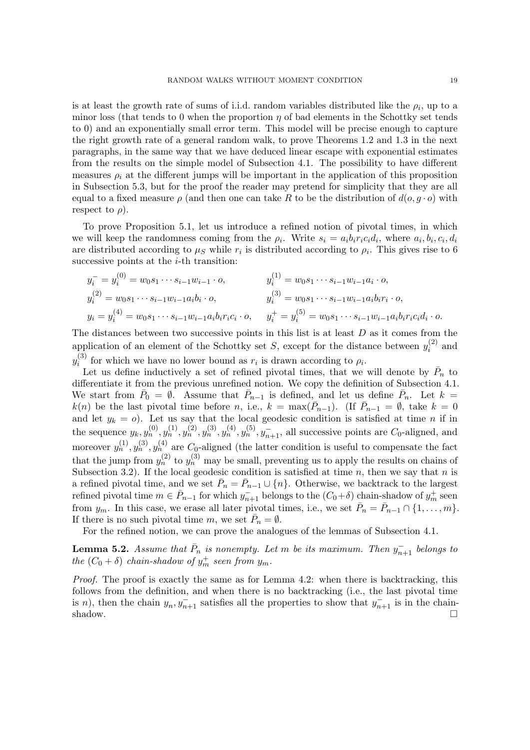is at least the growth rate of sums of i.i.d. random variables distributed like the $\rho_i$, up to a minor loss (that tends to 0 when the proportion $\eta$ of bad elements in the Schottky set tends to 0) and an exponentially small error term. This model will be precise enough to capture the right growth rate of a general random walk, to prove Theorems 1.2 and 1.3 in the next paragraphs, in the same way that we have deduced linear escape with exponential estimates from the results on the simple model of Subsection 4.1. The possibility to have different measures $\rho_i$ at the different jumps will be important in the application of this proposition in Subsection 5.3, but for the proof the reader may pretend for simplicity that they are all equal to a fixed measure $\rho$ (and then one can take $R$ to be the distribution of $d(o, g \cdot o)$ with respect to $\rho$).

To prove Proposition 5.1, let us introduce a refined notion of pivotal times, in which we will keep the randomness coming from the $\rho_i$. Write $s_i = a_i b_i r_i c_i d_i$, where $a_i, b_i, c_i, d_i$ are distributed according to $\mu_S$ while $r_i$ is distributed according to $\rho_i$. This gives rise to 6 successive points at the $i$-th transition:

$$
\begin{aligned}
y_i^- = y_i^{(0)} &= w_0 s_1 \cdots s_{i-1} w_{i-1} \cdot o, & y_i^{(1)} &= w_0 s_1 \cdots s_{i-1} w_{i-1} a_i \cdot o,\\
y_i^{(2)} &= w_0 s_1 \cdots s_{i-1} w_{i-1} a_i b_i \cdot o, & y_i^{(3)} &= w_0 s_1 \cdots s_{i-1} w_{i-1} a_i b_i r_i \cdot o,\\
y_i = y_i^{(4)} &= w_0 s_1 \cdots s_{i-1} w_{i-1} a_i b_i r_i c_i \cdot o, & y_i^+ = y_i^{(5)} &= w_0 s_1 \cdots s_{i-1} w_{i-1} a_i b_i r_i c_i d_i \cdot o.
\end{aligned}
$$

The distances between two successive points in this list is at least $D$ as it comes from the application of an element of the Schottky set $S$, except for the distance between $y_i^{(2)}$ and $y_i^{(3)}$ for which we have no lower bound as $r_i$ is drawn according to $\rho_i$.

Let us define inductively a set of refined pivotal times, that we will denote by $\bar{P}_n$ to differentiate it from the previous unrefined notion. We copy the definition of Subsection 4.1. We start from $\bar{P}_0 = \emptyset$. Assume that $\bar{P}_{n-1}$ is defined, and let us define $\bar{P}_n$. Let $k = k(n)$ be the last pivotal time before $n$, i.e., $k = \max(\bar{P}_{n-1})$. (If $\bar{P}_{n-1} = \emptyset$, take $k = 0$ and let $y_k = o$). Let us say that the local geodesic condition is satisfied at time $n$ if in the sequence $y_k, y_n^{(0)}, y_n^{(1)}, y_n^{(2)}, y_n^{(3)}, y_n^{(4)}, y_n^{(5)}, y_{n+1}^-$, all successive points are $C_0$-aligned, and moreover $y_n^{(1)}, y_n^{(3)}, y_n^{(4)}$ are $C_0$-aligned (the latter condition is useful to compensate the fact that the jump from $y_n^{(2)}$ to $y_n^{(3)}$ may be small, preventing us to apply the results on chains of Subsection 3.2). If the local geodesic condition is satisfied at time $n$, then we say that $n$ is a refined pivotal time, and we set $\bar{P}_n = \bar{P}_{n-1} \cup \{n\}$. Otherwise, we backtrack to the largest refined pivotal time $m \in \bar{P}_{n-1}$ for which $y_{n+1}^-$ belongs to the $(C_0+\delta)$ chain-shadow of $y_m^+$ seen from $y_m$. In this case, we erase all later pivotal times, i.e., we set $\bar{P}_n = \bar{P}_{n-1} \cap \{1, \dots, m\}$. If there is no such pivotal time $m$, we set $\bar{P}_n = \emptyset$.

For the refined notion, we can prove the analogues of the lemmas of Subsection 4.1.

**Lemma 5.2.** *Assume that $\bar{P}_n$ is nonempty. Let $m$ be its maximum. Then $y_{n+1}^-$ belongs to the $(C_0 + \delta)$ chain-shadow of $y_m^+$ seen from $y_m$.*

*Proof.* The proof is exactly the same as for Lemma 4.2: when there is backtracking, this follows from the definition, and when there is no backtracking (i.e., the last pivotal time is $n$), then the chain $y_n, y_{n+1}^-$ satisfies all the properties to show that $y_{n+1}^-$ is in the chain-shadow. □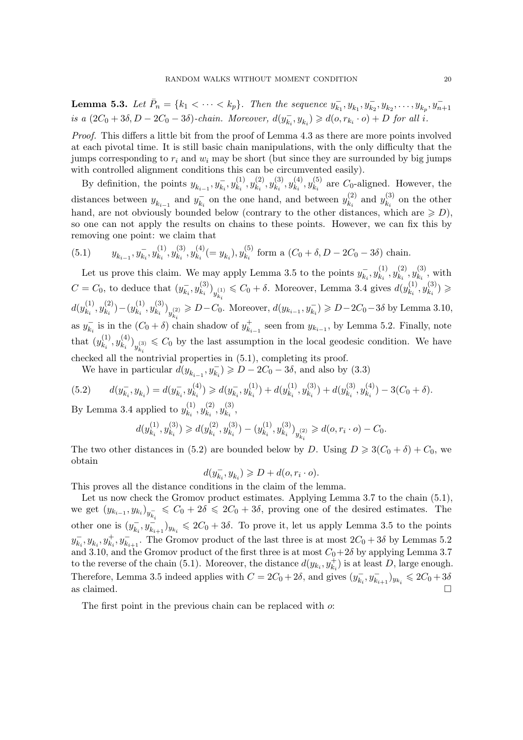**Lemma 5.3.** *Let $\bar{P}_n = \{k_1 < \cdots < k_p\}$. Then the sequence $y^-_{k_1}, y_{k_1}, y^-_{k_2}, y_{k_2}, \dots, y_{k_p}, y^-_{n+1}$ is a $(2C_0 + 3\delta, D - 2C_0 - 3\delta)$-chain. Moreover, $d(y^-_{k_i}, y_{k_i}) \geqslant d(o, r_{k_i} \cdot o) + D$ for all $i$.*

*Proof.* This differs a little bit from the proof of Lemma 4.3 as there are more points involved at each pivotal time. It is still basic chain manipulations, with the only difficulty that the jumps corresponding to $r_i$ and $w_i$ may be short (but since they are surrounded by big jumps with controlled alignment conditions this can be circumvented easily).

By definition, the points $y_{k_{i-1}}, y^-_{k_i}, y^{(1)}_{k_i}, y^{(2)}_{k_i}, y^{(3)}_{k_i}, y^{(4)}_{k_i}, y^{(5)}_{k_i}$ are $C_0$-aligned. However, the distances between $y_{k_{i-1}}$ and $y^-_{k_i}$ on the one hand, and between $y^{(2)}_{k_i}$ and $y^{(3)}_{k_i}$ on the other hand, are not obviously bounded below (contrary to the other distances, which are $\geqslant D$), so one can not apply the results on chains to these points. However, we can fix this by removing one point: we claim that

$$
y_{k_{i-1}}, y^-_{k_i}, y^{(1)}_{k_i}, y^{(3)}_{k_i}, y^{(4)}_{k_i} (= y_{k_i}), y^{(5)}_{k_i} \text{ form a } (C_0 + \delta, D - 2C_0 - 3\delta) \text{ chain.} \tag{5.1}
$$

Let us prove this claim. We may apply Lemma 3.5 to the points $y^-_{k_i}, y^{(1)}_{k_i}, y^{(2)}_{k_i}, y^{(3)}_{k_i}$, with $C = C_0$, to deduce that $(y^-_{k_i}, y^{(3)}_{k_i})_{y^{(1)}_{k_i}} \leqslant C_0 + \delta$. Moreover, Lemma 3.4 gives $d(y^{(1)}_{k_i}, y^{(3)}_{k_i}) \geqslant d(y^{(1)}_{k_i}, y^{(2)}_{k_i}) - (y^{(1)}_{k_i}, y^{(3)}_{k_i})_{y^{(2)}_{k_i}} \geqslant D - C_0$. Moreover, $d(y_{k_{i-1}}, y^-_{k_i}) \geqslant D - 2C_0 - 3\delta$ by Lemma 3.10, as $y^-_{k_i}$ is in the $(C_0 + \delta)$ chain shadow of $y^+_{k_{i-1}}$ seen from $y_{k_{i-1}}$, by Lemma 5.2. Finally, note that $(y^{(1)}_{k_i}, y^{(4)}_{k_i})_{y^{(3)}_{k_i}} \leqslant C_0$ by the last assumption in the local geodesic condition. We have checked all the nontrivial properties in (5.1), completing its proof.

We have in particular $d(y_{k_{i-1}}, y^-_{k_i}) \geqslant D - 2C_0 - 3\delta$, and also by (3.3)

$$
d(y^-_{k_i}, y_{k_i}) = d(y^-_{k_i}, y^{(4)}_{k_i}) \geqslant d(y^-_{k_i}, y^{(1)}_{k_i}) + d(y^{(1)}_{k_i}, y^{(3)}_{k_i}) + d(y^{(3)}_{k_i}, y^{(4)}_{k_i}) - 3(C_0 + \delta). \tag{5.2}
$$

By Lemma 3.4 applied to $y^{(1)}_{k_i}, y^{(2)}_{k_i}, y^{(3)}_{k_i}$,

$$
d(y^{(1)}_{k_i}, y^{(3)}_{k_i}) \geqslant d(y^{(2)}_{k_i}, y^{(3)}_{k_i}) - (y^{(1)}_{k_i}, y^{(3)}_{k_i})_{y^{(2)}_{k_i}} \geqslant d(o, r_i \cdot o) - C_0.
$$

The two other distances in (5.2) are bounded below by $D$. Using $D \geqslant 3(C_0 + \delta) + C_0$, we obtain

$$
d(y^-_{k_i}, y_{k_i}) \geqslant D + d(o, r_i \cdot o).
$$

This proves all the distance conditions in the claim of the lemma.

Let us now check the Gromov product estimates. Applying Lemma 3.7 to the chain (5.1), we get $(y_{k_{i-1}}, y_{k_i})_{y^-_{k_i}} \leqslant C_0 + 2\delta \leqslant 2C_0 + 3\delta$, proving one of the desired estimates. The other one is $(y^-_{k_i}, y^-_{k_{i+1}})_{y_{k_i}} \leqslant 2C_0 + 3\delta$. To prove it, let us apply Lemma 3.5 to the points $y^-_{k_i}, y_{k_i}, y^+_{k_i}, y^-_{k_{i+1}}$. The Gromov product of the last three is at most $2C_0 + 3\delta$ by Lemmas 5.2 and 3.10, and the Gromov product of the first three is at most $C_0 + 2\delta$ by applying Lemma 3.7 to the reverse of the chain (5.1). Moreover, the distance $d(y_{k_i}, y^+_{k_i})$ is at least $D$, large enough. Therefore, Lemma 3.5 indeed applies with $C = 2C_0 + 2\delta$, and gives $(y^-_{k_i}, y^-_{k_{i+1}})_{y_{k_i}} \leqslant 2C_0 + 3\delta$ as claimed. □

The first point in the previous chain can be replaced with $o$: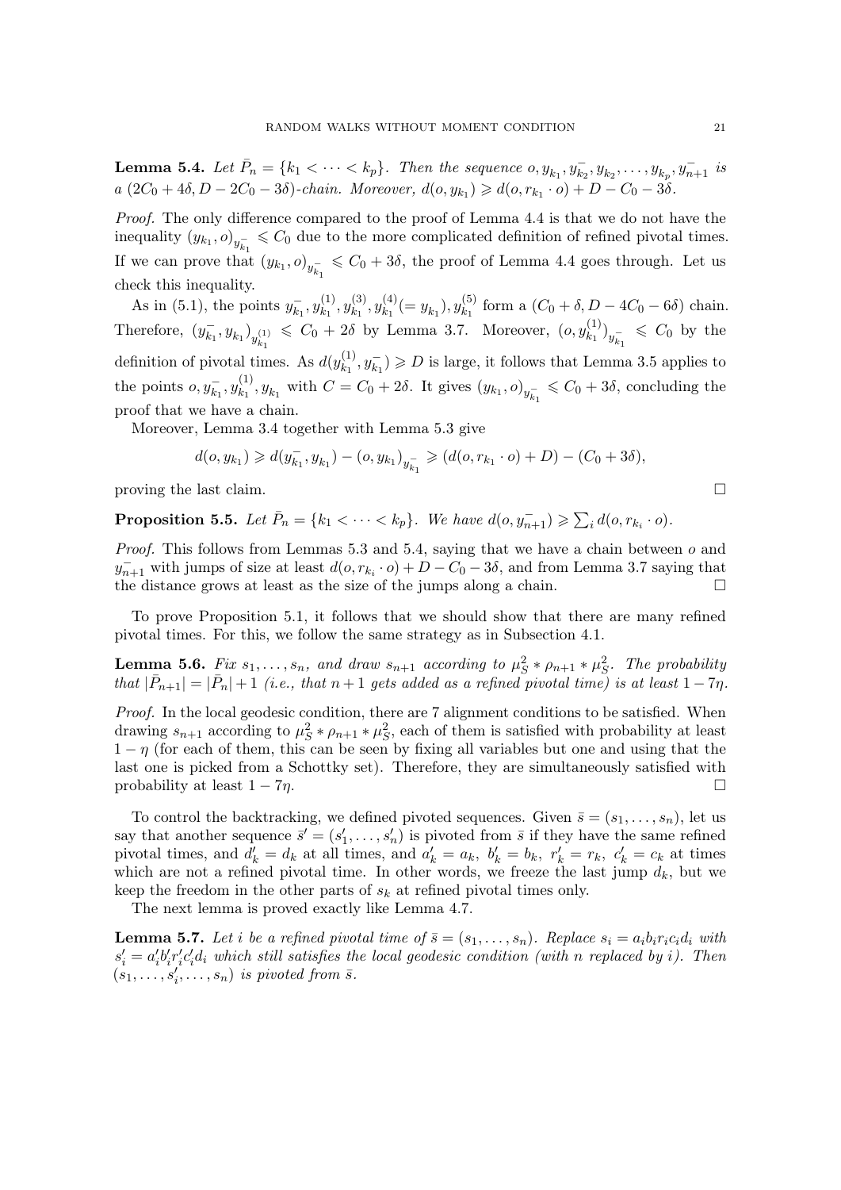**Lemma 5.4.** *Let $\bar{P}_n = \{k_1 < \cdots < k_p\}$. Then the sequence $o, y_{k_1}, y_{k_2}^-, y_{k_2}, \dots, y_{k_p}, y_{n+1}^-$ is a $(2C_0 + 4\delta, D - 2C_0 - 3\delta)$-chain. Moreover, $d(o, y_{k_1}) \geqslant d(o, r_{k_1} \cdot o) + D - C_0 - 3\delta$.*

*Proof.* The only difference compared to the proof of Lemma 4.4 is that we do not have the inequality $(y_{k_1}, o)_{y_{k_1}^-} \leqslant C_0$ due to the more complicated definition of refined pivotal times. If we can prove that $(y_{k_1}, o)_{y_{k_1}^-} \leqslant C_0 + 3\delta$, the proof of Lemma 4.4 goes through. Let us check this inequality.

As in (5.1), the points $y_{k_1}^-, y_{k_1}^{(1)}, y_{k_1}^{(3)}, y_{k_1}^{(4)} (= y_{k_1}), y_{k_1}^{(5)}$ form a $(C_0 + \delta, D - 4C_0 - 6\delta)$ chain. Therefore, $(y_{k_1}^-, y_{k_1})_{y_{k_1}^{(1)}} \leqslant C_0 + 2\delta$ by Lemma 3.7. Moreover, $(o, y_{k_1}^{(1)})_{y_{k_1}^-} \leqslant C_0$ by the definition of pivotal times. As $d(y_{k_1}^{(1)}, y_{k_1}^-) \geqslant D$ is large, it follows that Lemma 3.5 applies to the points $o, y_{k_1}^-, y_{k_1}^{(1)}, y_{k_1}$ with $C = C_0 + 2\delta$. It gives $(y_{k_1}, o)_{y_{k_1}^-} \leqslant C_0 + 3\delta$, concluding the proof that we have a chain.

Moreover, Lemma 3.4 together with Lemma 5.3 give

$$d(o, y_{k_1}) \geqslant d(y_{k_1}^-, y_{k_1}) - (o, y_{k_1})_{y_{k_1}^-} \geqslant (d(o, r_{k_1} \cdot o) + D) - (C_0 + 3\delta),$$

proving the last claim. $\square$

**Proposition 5.5.** *Let $\bar{P}_n = \{k_1 < \cdots < k_p\}$. We have $d(o, y_{n+1}^-) \geqslant \sum_i d(o, r_{k_i} \cdot o)$.*

*Proof.* This follows from Lemmas 5.3 and 5.4, saying that we have a chain between $o$ and $y_{n+1}^-$ with jumps of size at least $d(o, r_{k_i} \cdot o) + D - C_0 - 3\delta$, and from Lemma 3.7 saying that the distance grows at least as the size of the jumps along a chain. $\square$

To prove Proposition 5.1, it follows that we should show that there are many refined pivotal times. For this, we follow the same strategy as in Subsection 4.1.

**Lemma 5.6.** *Fix $s_1, \dots, s_n$, and draw $s_{n+1}$ according to $\mu_S^2 * \rho_{n+1} * \mu_S^2$. The probability that $|\bar{P}_{n+1}| = |\bar{P}_n| + 1$ (i.e., that $n+1$ gets added as a refined pivotal time) is at least $1 - 7\eta$.*

*Proof.* In the local geodesic condition, there are 7 alignment conditions to be satisfied. When drawing $s_{n+1}$ according to $\mu_S^2 * \rho_{n+1} * \mu_S^2$, each of them is satisfied with probability at least $1 - \eta$ (for each of them, this can be seen by fixing all variables but one and using that the last one is picked from a Schottky set). Therefore, they are simultaneously satisfied with probability at least $1 - 7\eta$. $\square$

To control the backtracking, we defined pivoted sequences. Given $\bar{s} = (s_1, \dots, s_n)$, let us say that another sequence $\bar{s}' = (s_1', \dots, s_n')$ is pivoted from $\bar{s}$ if they have the same refined pivotal times, and $d_k' = d_k$ at all times, and $a_k' = a_k$, $b_k' = b_k$, $r_k' = r_k$, $c_k' = c_k$ at times which are not a refined pivotal time. In other words, we freeze the last jump $d_k$, but we keep the freedom in the other parts of $s_k$ at refined pivotal times only.

The next lemma is proved exactly like Lemma 4.7.

**Lemma 5.7.** *Let $i$ be a refined pivotal time of $\bar{s} = (s_1, \dots, s_n)$. Replace $s_i = a_i b_i r_i c_i d_i$ with $s_i' = a_i' b_i' r_i' c_i' d_i$ which still satisfies the local geodesic condition (with $n$ replaced by $i$). Then $(s_1, \dots, s_i', \dots, s_n)$ is pivoted from $\bar{s}$.*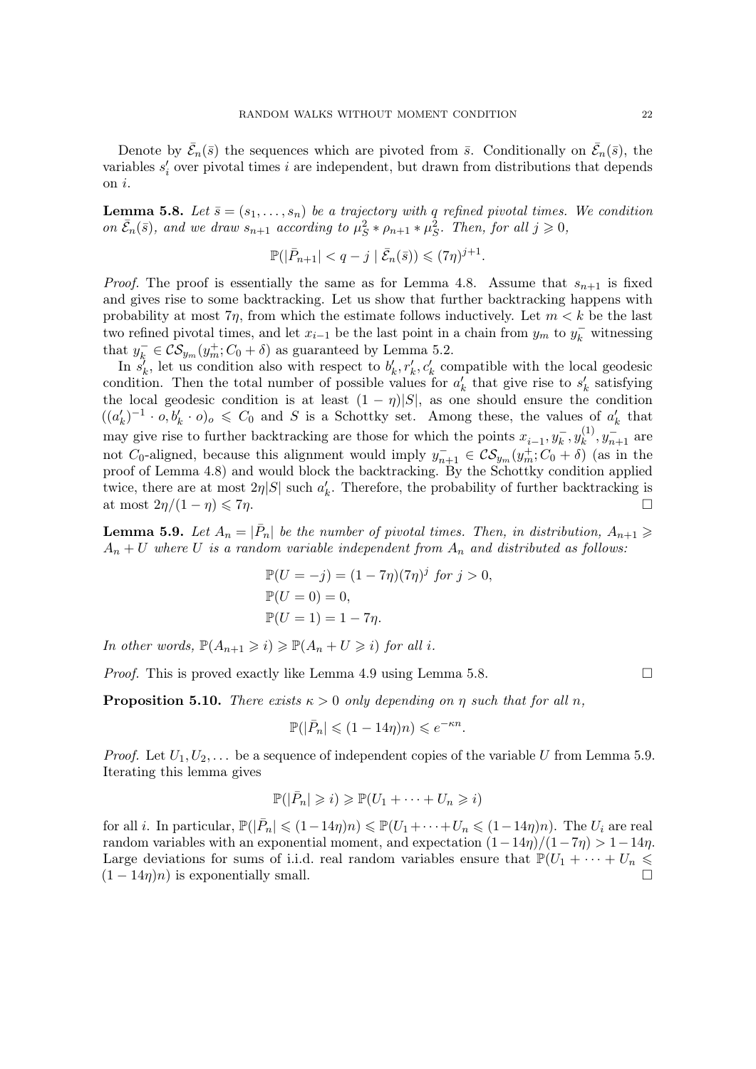Denote by $\bar{\mathcal{E}}_n(\bar{s})$ the sequences which are pivoted from $\bar{s}$. Conditionally on $\bar{\mathcal{E}}_n(\bar{s})$, the variables $s'_i$ over pivotal times $i$ are independent, but drawn from distributions that depends on $i$.

**Lemma 5.8.** *Let $\bar{s} = (s_1, \ldots, s_n)$ be a trajectory with $q$ refined pivotal times. We condition on $\bar{\mathcal{E}}_n(\bar{s})$, and we draw $s_{n+1}$ according to $\mu_S^2 * \rho_{n+1} * \mu_S^2$. Then, for all $j \geqslant 0$,*

$$\mathbb{P}(|\bar{P}_{n+1}| < q - j \mid \bar{\mathcal{E}}_n(\bar{s})) \leqslant (7\eta)^{j+1}.$$

*Proof.* The proof is essentially the same as for Lemma 4.8. Assume that $s_{n+1}$ is fixed and gives rise to some backtracking. Let us show that further backtracking happens with probability at most $7\eta$, from which the estimate follows inductively. Let $m < k$ be the last two refined pivotal times, and let $x_{i-1}$ be the last point in a chain from $y_m$ to $y_k^-$ witnessing that $y_k^- \in \mathcal{CS}_{y_m}(y_m^+; C_0 + \delta)$ as guaranteed by Lemma 5.2.

In $s'_k$, let us condition also with respect to $b'_k, r'_k, c'_k$ compatible with the local geodesic condition. Then the total number of possible values for $a'_k$ that give rise to $s'_k$ satisfying the local geodesic condition is at least $(1-\eta)|S|$, as one should ensure the condition $((a'_k)^{-1} \cdot o, b'_k \cdot o)_o \leqslant C_0$ and $S$ is a Schottky set. Among these, the values of $a'_k$ that may give rise to further backtracking are those for which the points $x_{i-1}, y_k^-, y_k^{(1)}, y_{n+1}^-$ are not $C_0$-aligned, because this alignment would imply $y_{n+1}^- \in \mathcal{CS}_{y_m}(y_m^+; C_0 + \delta)$ (as in the proof of Lemma 4.8) and would block the backtracking. By the Schottky condition applied twice, there are at most $2\eta|S|$ such $a'_k$. Therefore, the probability of further backtracking is at most $2\eta/(1-\eta) \leqslant 7\eta$. $\square$

**Lemma 5.9.** *Let $A_n = |\bar{P}_n|$ be the number of pivotal times. Then, in distribution, $A_{n+1} \geqslant A_n + U$ where $U$ is a random variable independent from $A_n$ and distributed as follows:*

$$\begin{aligned}
&\mathbb{P}(U = -j) = (1-7\eta)(7\eta)^j \text{ for } j > 0, \\
&\mathbb{P}(U = 0) = 0, \\
&\mathbb{P}(U = 1) = 1 - 7\eta.
\end{aligned}$$

*In other words, $\mathbb{P}(A_{n+1} \geqslant i) \geqslant \mathbb{P}(A_n + U \geqslant i)$ for all $i$.*

*Proof.* This is proved exactly like Lemma 4.9 using Lemma 5.8. $\square$

**Proposition 5.10.** *There exists $\kappa > 0$ only depending on $\eta$ such that for all $n$,*

$$\mathbb{P}(|\bar{P}_n| \leqslant (1-14\eta)n) \leqslant e^{-\kappa n}.$$

*Proof.* Let $U_1, U_2, \ldots$ be a sequence of independent copies of the variable $U$ from Lemma 5.9. Iterating this lemma gives

$$\mathbb{P}(|\bar{P}_n| \geqslant i) \geqslant \mathbb{P}(U_1 + \cdots + U_n \geqslant i)$$

for all $i$. In particular, $\mathbb{P}(|\bar{P}_n| \leqslant (1-14\eta)n) \leqslant \mathbb{P}(U_1 + \cdots + U_n \leqslant (1-14\eta)n)$. The $U_i$ are real random variables with an exponential moment, and expectation $(1-14\eta)/(1-7\eta) > 1-14\eta$. Large deviations for sums of i.i.d. real random variables ensure that $\mathbb{P}(U_1 + \cdots + U_n \leqslant (1-14\eta)n)$ is exponentially small. $\square$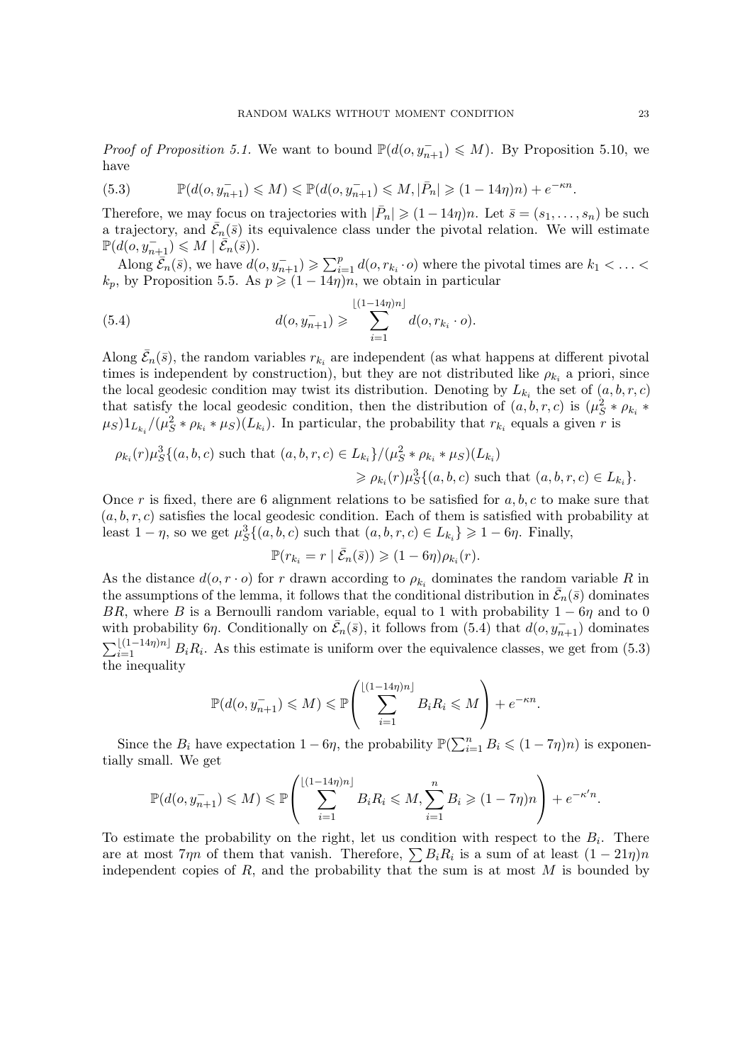*Proof of Proposition 5.1.* We want to bound $\mathbb{P}(d(o, y_{n+1}^-) \leqslant M)$. By Proposition 5.10, we have

$$\mathbb{P}(d(o, y_{n+1}^-) \leqslant M) \leqslant \mathbb{P}(d(o, y_{n+1}^-) \leqslant M, |\bar{P}_n| \geqslant (1-14\eta)n) + e^{-\kappa n}. \tag{5.3}$$

Therefore, we may focus on trajectories with $|\bar{P}_n| \geqslant (1-14\eta)n$. Let $\bar{s} = (s_1, \dots, s_n)$ be such a trajectory, and $\bar{\mathcal{E}}_n(\bar{s})$ its equivalence class under the pivotal relation. We will estimate $\mathbb{P}(d(o, y_{n+1}^-) \leqslant M \mid \bar{\mathcal{E}}_n(\bar{s}))$.

Along $\bar{\mathcal{E}}_n(\bar{s})$, we have $d(o, y_{n+1}^-) \geqslant \sum_{i=1}^p d(o, r_{k_i} \cdot o)$ where the pivotal times are $k_1 < \dots < k_p$, by Proposition 5.5. As $p \geqslant (1-14\eta)n$, we obtain in particular

$$d(o, y_{n+1}^-) \geqslant \sum_{i=1}^{\lfloor (1-14\eta)n \rfloor} d(o, r_{k_i} \cdot o). \tag{5.4}$$

Along $\bar{\mathcal{E}}_n(\bar{s})$, the random variables $r_{k_i}$ are independent (as what happens at different pivotal times is independent by construction), but they are not distributed like $\rho_{k_i}$ a priori, since the local geodesic condition may twist its distribution. Denoting by $L_{k_i}$ the set of $(a, b, r, c)$ that satisfy the local geodesic condition, then the distribution of $(a, b, r, c)$ is $(\mu_S^2 * \rho_{k_i} * \mu_S) 1_{L_{k_i}} / (\mu_S^2 * \rho_{k_i} * \mu_S)(L_{k_i})$. In particular, the probability that $r_{k_i}$ equals a given $r$ is

$$\begin{aligned}
\rho_{k_i}(r) \mu_S^3\{(a, b, c) \text{ such that } (a, b, r, c) \in L_{k_i}\} / (\mu_S^2 * \rho_{k_i} * \mu_S)(L_{k_i}) \\
\geqslant \rho_{k_i}(r) \mu_S^3\{(a, b, c) \text{ such that } (a, b, r, c) \in L_{k_i}\}.
\end{aligned}$$

Once $r$ is fixed, there are 6 alignment relations to be satisfied for $a, b, c$ to make sure that $(a, b, r, c)$ satisfies the local geodesic condition. Each of them is satisfied with probability at least $1 - \eta$, so we get $\mu_S^3\{(a, b, c) \text{ such that } (a, b, r, c) \in L_{k_i}\} \geqslant 1 - 6\eta$. Finally,

$$\mathbb{P}(r_{k_i} = r \mid \bar{\mathcal{E}}_n(\bar{s})) \geqslant (1 - 6\eta) \rho_{k_i}(r).$$

As the distance $d(o, r \cdot o)$ for $r$ drawn according to $\rho_{k_i}$ dominates the random variable $R$ in the assumptions of the lemma, it follows that the conditional distribution in $\bar{\mathcal{E}}_n(\bar{s})$ dominates $BR$, where $B$ is a Bernoulli random variable, equal to 1 with probability $1 - 6\eta$ and to 0 with probability $6\eta$. Conditionally on $\bar{\mathcal{E}}_n(\bar{s})$, it follows from (5.4) that $d(o, y_{n+1}^-)$ dominates $\sum_{i=1}^{\lfloor (1-14\eta)n \rfloor} B_i R_i$. As this estimate is uniform over the equivalence classes, we get from (5.3) the inequality

$$\mathbb{P}(d(o, y_{n+1}^-) \leqslant M) \leqslant \mathbb{P}\left( \sum_{i=1}^{\lfloor (1-14\eta)n \rfloor} B_i R_i \leqslant M \right) + e^{-\kappa n}.$$

Since the $B_i$ have expectation $1 - 6\eta$, the probability $\mathbb{P}(\sum_{i=1}^n B_i \leqslant (1-7\eta)n)$ is exponentially small. We get

$$\mathbb{P}(d(o, y_{n+1}^-) \leqslant M) \leqslant \mathbb{P}\left( \sum_{i=1}^{\lfloor (1-14\eta)n \rfloor} B_i R_i \leqslant M, \sum_{i=1}^n B_i \geqslant (1-7\eta)n \right) + e^{-\kappa' n}.$$

To estimate the probability on the right, let us condition with respect to the $B_i$. There are at most $7\eta n$ of them that vanish. Therefore, $\sum B_i R_i$ is a sum of at least $(1-21\eta)n$ independent copies of $R$, and the probability that the sum is at most $M$ is bounded by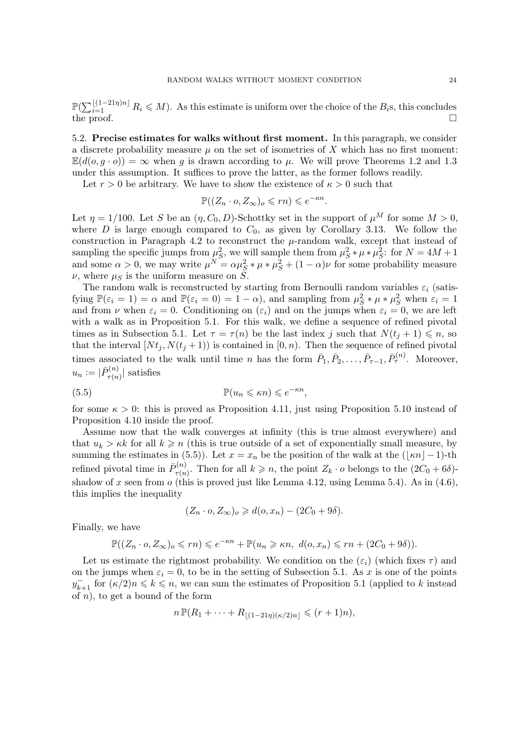$\mathbb{P}(\sum_{i=1}^{\lfloor(1-21\eta)n\rfloor} R_i \leqslant M)$. As this estimate is uniform over the choice of the $B_i$s, this concludes the proof. □

**5.2. Precise estimates for walks without first moment.** In this paragraph, we consider a discrete probability measure $\mu$ on the set of isometries of $X$ which has no first moment: $\mathbb{E}(d(o, g\cdot o)) = \infty$ when $g$ is drawn according to $\mu$. We will prove Theorems 1.2 and 1.3 under this assumption. It suffices to prove the latter, as the former follows readily.

Let $r > 0$ be arbitrary. We have to show the existence of $\kappa > 0$ such that

$$\mathbb{P}((Z_n \cdot o, Z_\infty)_o \leqslant rn) \leqslant e^{-\kappa n}.$$

Let $\eta = 1/100$. Let $S$ be an $(\eta, C_0, D)$-Schottky set in the support of $\mu^M$ for some $M > 0$, where $D$ is large enough compared to $C_0$, as given by Corollary 3.13. We follow the construction in Paragraph 4.2 to reconstruct the $\mu$-random walk, except that instead of sampling the specific jumps from $\mu_S^2$, we will sample them from $\mu_S^2 * \mu * \mu_S^2$: for $N = 4M+1$ and some $\alpha > 0$, we may write $\mu^N = \alpha\mu_S^2 * \mu * \mu_S^2 + (1-\alpha)\nu$ for some probability measure $\nu$, where $\mu_S$ is the uniform measure on $S$.

The random walk is reconstructed by starting from Bernoulli random variables $\varepsilon_i$ (satisfying $\mathbb{P}(\varepsilon_i = 1) = \alpha$ and $\mathbb{P}(\varepsilon_i = 0) = 1-\alpha$), and sampling from $\mu_S^2 * \mu * \mu_S^2$ when $\varepsilon_i = 1$ and from $\nu$ when $\varepsilon_i = 0$. Conditioning on $(\varepsilon_i)$ and on the jumps when $\varepsilon_i = 0$, we are left with a walk as in Proposition 5.1. For this walk, we define a sequence of refined pivotal times as in Subsection 5.1. Let $\tau = \tau(n)$ be the last index $j$ such that $N(t_j + 1) \leqslant n$, so that the interval $[Nt_j, N(t_j+1))$ is contained in $[0, n)$. Then the sequence of refined pivotal times associated to the walk until time $n$ has the form $\bar{P}_1, \bar{P}_2, \dots, \bar{P}_{\tau-1}, \bar{P}_\tau^{(n)}$. Moreover, $u_n := |\bar{P}_{\tau(n)}^{(n)}|$ satisfies

$$\mathbb{P}(u_n \leqslant \kappa n) \leqslant e^{-\kappa n}, \tag{5.5}$$

for some $\kappa > 0$: this is proved as Proposition 4.11, just using Proposition 5.10 instead of Proposition 4.10 inside the proof.

Assume now that the walk converges at infinity (this is true almost everywhere) and that $u_k > \kappa k$ for all $k \geqslant n$ (this is true outside of a set of exponentially small measure, by summing the estimates in (5.5)). Let $x = x_n$ be the position of the walk at the $(\lfloor \kappa n\rfloor - 1)$-th refined pivotal time in $\bar{P}_{\tau(n)}^{(n)}$. Then for all $k \geqslant n$, the point $Z_k \cdot o$ belongs to the $(2C_0 + 6\delta)$-shadow of $x$ seen from $o$ (this is proved just like Lemma 4.12, using Lemma 5.4). As in (4.6), this implies the inequality

$$(Z_n \cdot o, Z_\infty)_o \geqslant d(o, x_n) - (2C_0 + 9\delta).$$

Finally, we have

$$\mathbb{P}((Z_n \cdot o, Z_\infty)_o \leqslant rn) \leqslant e^{-\kappa n} + \mathbb{P}(u_n \geqslant \kappa n,\ d(o, x_n) \leqslant rn + (2C_0 + 9\delta)).$$

Let us estimate the rightmost probability. We condition on the $(\varepsilon_i)$ (which fixes $\tau$) and on the jumps when $\varepsilon_i = 0$, to be in the setting of Subsection 5.1. As $x$ is one of the points $y_{k+1}^-$ for $(\kappa/2)n \leqslant k \leqslant n$, we can sum the estimates of Proposition 5.1 (applied to $k$ instead of $n$), to get a bound of the form

$$n\,\mathbb{P}(R_1 + \cdots + R_{\lfloor(1-21\eta)(\kappa/2)n\rfloor} \leqslant (r+1)n),$$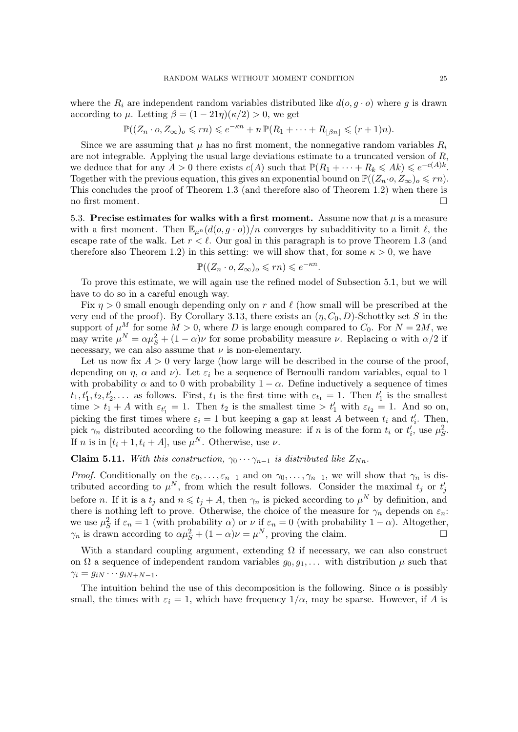where the $R_i$ are independent random variables distributed like $d(o, g \cdot o)$ where $g$ is drawn according to $\mu$. Letting $\beta = (1 - 21\eta)(\kappa/2) > 0$, we get

$$\mathbb{P}((Z_n \cdot o, Z_\infty)_o \leqslant rn) \leqslant e^{-\kappa n} + n\,\mathbb{P}(R_1 + \cdots + R_{\lfloor \beta n \rfloor} \leqslant (r+1)n).$$

Since we are assuming that $\mu$ has no first moment, the nonnegative random variables $R_i$ are not integrable. Applying the usual large deviations estimate to a truncated version of $R$, we deduce that for any $A > 0$ there exists $c(A)$ such that $\mathbb{P}(R_1 + \cdots + R_k \leqslant Ak) \leqslant e^{-c(A)k}$. Together with the previous equation, this gives an exponential bound on $\mathbb{P}((Z_n \cdot o, Z_\infty)_o \leqslant rn)$. This concludes the proof of Theorem 1.3 (and therefore also of Theorem 1.2) when there is no first moment. $\square$

5.3. **Precise estimates for walks with a first moment.** Assume now that $\mu$ is a measure with a first moment. Then $\mathbb{E}_{\mu^n}(d(o, g \cdot o))/n$ converges by subadditivity to a limit $\ell$, the escape rate of the walk. Let $r < \ell$. Our goal in this paragraph is to prove Theorem 1.3 (and therefore also Theorem 1.2) in this setting: we will show that, for some $\kappa > 0$, we have

$$\mathbb{P}((Z_n \cdot o, Z_\infty)_o \leqslant rn) \leqslant e^{-\kappa n}.$$

To prove this estimate, we will again use the refined model of Subsection 5.1, but we will have to do so in a careful enough way.

Fix $\eta > 0$ small enough depending only on $r$ and $\ell$ (how small will be prescribed at the very end of the proof). By Corollary 3.13, there exists an $(\eta, C_0, D)$-Schottky set $S$ in the support of $\mu^M$ for some $M > 0$, where $D$ is large enough compared to $C_0$. For $N = 2M$, we may write $\mu^N = \alpha \mu_S^2 + (1 - \alpha)\nu$ for some probability measure $\nu$. Replacing $\alpha$ with $\alpha/2$ if necessary, we can also assume that $\nu$ is non-elementary.

Let us now fix $A > 0$ very large (how large will be described in the course of the proof, depending on $\eta$, $\alpha$ and $\nu$). Let $\varepsilon_i$ be a sequence of Bernoulli random variables, equal to 1 with probability $\alpha$ and to 0 with probability $1 - \alpha$. Define inductively a sequence of times $t_1, t'_1, t_2, t'_2, \ldots$ as follows. First, $t_1$ is the first time with $\varepsilon_{t_1} = 1$. Then $t'_1$ is the smallest time $> t_1 + A$ with $\varepsilon_{t'_1} = 1$. Then $t_2$ is the smallest time $> t'_1$ with $\varepsilon_{t_2} = 1$. And so on, picking the first times where $\varepsilon_i = 1$ but keeping a gap at least $A$ between $t_i$ and $t'_i$. Then, pick $\gamma_n$ distributed according to the following measure: if $n$ is of the form $t_i$ or $t'_i$, use $\mu_S^2$. If $n$ is in $[t_i + 1, t_i + A]$, use $\mu^N$. Otherwise, use $\nu$.

**Claim 5.11.** *With this construction, $\gamma_0 \cdots \gamma_{n-1}$ is distributed like $Z_{Nn}$.*

*Proof.* Conditionally on the $\varepsilon_0, \ldots, \varepsilon_{n-1}$ and on $\gamma_0, \ldots, \gamma_{n-1}$, we will show that $\gamma_n$ is distributed according to $\mu^N$, from which the result follows. Consider the maximal $t_j$ or $t'_j$ before $n$. If it is a $t_j$ and $n \leqslant t_j + A$, then $\gamma_n$ is picked according to $\mu^N$ by definition, and there is nothing left to prove. Otherwise, the choice of the measure for $\gamma_n$ depends on $\varepsilon_n$: we use $\mu_S^2$ if $\varepsilon_n = 1$ (with probability $\alpha$) or $\nu$ if $\varepsilon_n = 0$ (with probability $1 - \alpha$). Altogether, $\gamma_n$ is drawn according to $\alpha \mu_S^2 + (1 - \alpha)\nu = \mu^N$, proving the claim. $\square$

With a standard coupling argument, extending $\Omega$ if necessary, we can also construct on $\Omega$ a sequence of independent random variables $g_0, g_1, \ldots$ with distribution $\mu$ such that $\gamma_i = g_{iN} \cdots g_{iN+N-1}$.

The intuition behind the use of this decomposition is the following. Since $\alpha$ is possibly small, the times with $\varepsilon_i = 1$, which have frequency $1/\alpha$, may be sparse. However, if $A$ is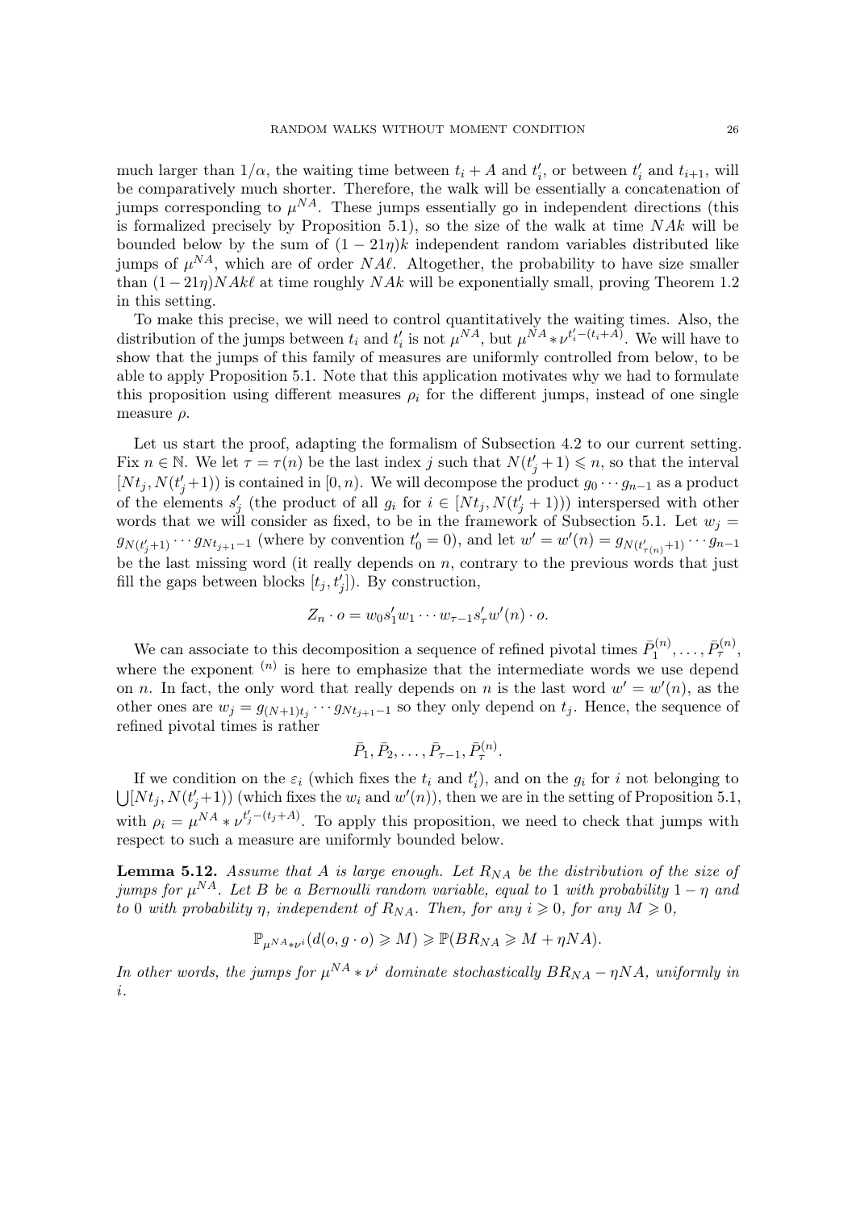much larger than $1/\alpha$, the waiting time between $t_i + A$ and $t'_i$, or between $t'_i$ and $t_{i+1}$, will be comparatively much shorter. Therefore, the walk will be essentially a concatenation of jumps corresponding to $\mu^{NA}$. These jumps essentially go in independent directions (this is formalized precisely by Proposition 5.1), so the size of the walk at time $NAk$ will be bounded below by the sum of $(1-21\eta)k$ independent random variables distributed like jumps of $\mu^{NA}$, which are of order $NA\ell$. Altogether, the probability to have size smaller than $(1-21\eta)NAk\ell$ at time roughly $NAk$ will be exponentially small, proving Theorem 1.2 in this setting.

To make this precise, we will need to control quantitatively the waiting times. Also, the distribution of the jumps between $t_i$ and $t'_i$ is not $\mu^{NA}$, but $\mu^{NA} * \nu^{t'_i-(t_i+A)}$. We will have to show that the jumps of this family of measures are uniformly controlled from below, to be able to apply Proposition 5.1. Note that this application motivates why we had to formulate this proposition using different measures $\rho_i$ for the different jumps, instead of one single measure $\rho$.

Let us start the proof, adapting the formalism of Subsection 4.2 to our current setting. Fix $n \in \mathbb{N}$. We let $\tau = \tau(n)$ be the last index $j$ such that $N(t'_j+1) \leqslant n$, so that the interval $[Nt_j, N(t'_j+1))$ is contained in $[0,n)$. We will decompose the product $g_0 \cdots g_{n-1}$ as a product of the elements $s'_j$ (the product of all $g_i$ for $i \in [Nt_j, N(t'_j+1))$) interspersed with other words that we will consider as fixed, to be in the framework of Subsection 5.1. Let $w_j = g_{N(t'_j+1)} \cdots g_{Nt_{j+1}-1}$ (where by convention $t'_0 = 0$), and let $w' = w'(n) = g_{N(t'_{\tau(n)}+1)} \cdots g_{n-1}$ be the last missing word (it really depends on $n$, contrary to the previous words that just fill the gaps between blocks $[t_j, t'_j]$). By construction,

$$Z_n \cdot o = w_0 s'_1 w_1 \cdots w_{\tau-1} s'_\tau w'(n) \cdot o.$$

We can associate to this decomposition a sequence of refined pivotal times $\bar{P}_1^{(n)}, \dots, \bar{P}_\tau^{(n)}$, where the exponent ${}^{(n)}$ is here to emphasize that the intermediate words we use depend on $n$. In fact, the only word that really depends on $n$ is the last word $w' = w'(n)$, as the other ones are $w_j = g_{(N+1)t_j} \cdots g_{Nt_{j+1}-1}$ so they only depend on $t_j$. Hence, the sequence of refined pivotal times is rather

$$\bar{P}_1, \bar{P}_2, \dots, \bar{P}_{\tau-1}, \bar{P}_\tau^{(n)}.$$

If we condition on the $\varepsilon_i$ (which fixes the $t_i$ and $t'_i$), and on the $g_i$ for $i$ not belonging to $\bigcup [Nt_j, N(t'_j+1))$ (which fixes the $w_i$ and $w'(n)$), then we are in the setting of Proposition 5.1, with $\rho_i = \mu^{NA} * \nu^{t'_j-(t_j+A)}$. To apply this proposition, we need to check that jumps with respect to such a measure are uniformly bounded below.

**Lemma 5.12.** *Assume that $A$ is large enough. Let $R_{NA}$ be the distribution of the size of jumps for $\mu^{NA}$. Let $B$ be a Bernoulli random variable, equal to 1 with probability $1-\eta$ and to 0 with probability $\eta$, independent of $R_{NA}$. Then, for any $i \geqslant 0$, for any $M \geqslant 0$,*

$$\mathbb{P}_{\mu^{NA} * \nu^i}(d(o, g\cdot o) \geqslant M) \geqslant \mathbb{P}(BR_{NA} \geqslant M + \eta NA).$$

*In other words, the jumps for $\mu^{NA} * \nu^i$ dominate stochastically $BR_{NA} - \eta NA$, uniformly in $i$.*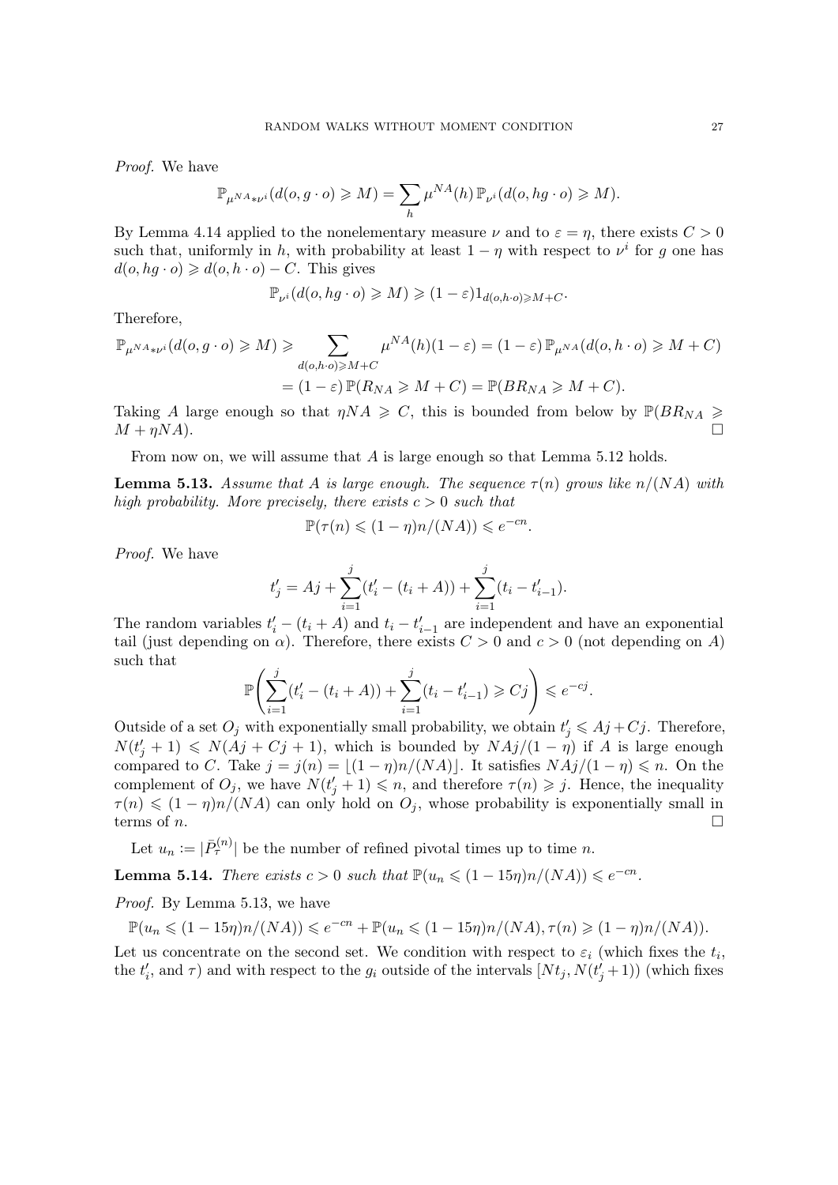*Proof.* We have

$$\mathbb{P}_{\mu^{NA} * \nu^i}(d(o, g \cdot o) \geqslant M) = \sum_h \mu^{NA}(h)\, \mathbb{P}_{\nu^i}(d(o, hg \cdot o) \geqslant M).$$

By Lemma 4.14 applied to the nonelementary measure $\nu$ and to $\varepsilon = \eta$, there exists $C > 0$ such that, uniformly in $h$, with probability at least $1 - \eta$ with respect to $\nu^i$ for $g$ one has $d(o, hg \cdot o) \geqslant d(o, h \cdot o) - C$. This gives

$$\mathbb{P}_{\nu^i}(d(o, hg \cdot o) \geqslant M) \geqslant (1 - \varepsilon) 1_{d(o,h \cdot o) \geqslant M + C}.$$

Therefore,

$$\begin{aligned}
\mathbb{P}_{\mu^{NA} * \nu^i}(d(o, g \cdot o) \geqslant M) &\geqslant \sum_{d(o,h\cdot o) \geqslant M+C} \mu^{NA}(h)(1 - \varepsilon) = (1 - \varepsilon)\, \mathbb{P}_{\mu^{NA}}(d(o, h \cdot o) \geqslant M + C) \\
&= (1 - \varepsilon)\, \mathbb{P}(R_{NA} \geqslant M + C) = \mathbb{P}(BR_{NA} \geqslant M + C).
\end{aligned}$$

Taking $A$ large enough so that $\eta NA \geqslant C$, this is bounded from below by $\mathbb{P}(BR_{NA} \geqslant M + \eta NA)$. $\square$

From now on, we will assume that $A$ is large enough so that Lemma 5.12 holds.

**Lemma 5.13.** *Assume that $A$ is large enough. The sequence $\tau(n)$ grows like $n/(NA)$ with high probability. More precisely, there exists $c > 0$ such that*

$$\mathbb{P}(\tau(n) \leqslant (1 - \eta)n/(NA)) \leqslant e^{-cn}.$$

*Proof.* We have

$$t'_j = Aj + \sum_{i=1}^{j} (t'_i - (t_i + A)) + \sum_{i=1}^{j} (t_i - t'_{i-1}).$$

The random variables $t'_i - (t_i + A)$ and $t_i - t'_{i-1}$ are independent and have an exponential tail (just depending on $\alpha$). Therefore, there exists $C > 0$ and $c > 0$ (not depending on $A$) such that

$$\mathbb{P}\left( \sum_{i=1}^{j} (t'_i - (t_i + A)) + \sum_{i=1}^{j} (t_i - t'_{i-1}) \geqslant Cj \right) \leqslant e^{-cj}.$$

Outside of a set $O_j$ with exponentially small probability, we obtain $t'_j \leqslant Aj + Cj$. Therefore, $N(t'_j + 1) \leqslant N(Aj + Cj + 1)$, which is bounded by $NAj/(1 - \eta)$ if $A$ is large enough compared to $C$. Take $j = j(n) = \lfloor (1 - \eta)n/(NA) \rfloor$. It satisfies $NAj/(1 - \eta) \leqslant n$. On the complement of $O_j$, we have $N(t'_j + 1) \leqslant n$, and therefore $\tau(n) \geqslant j$. Hence, the inequality $\tau(n) \leqslant (1 - \eta)n/(NA)$ can only hold on $O_j$, whose probability is exponentially small in terms of $n$. $\square$

Let $u_n := |\bar{P}_\tau^{(n)}|$ be the number of refined pivotal times up to time $n$.

**Lemma 5.14.** *There exists $c > 0$ such that $\mathbb{P}(u_n \leqslant (1 - 15\eta)n/(NA)) \leqslant e^{-cn}$.*

*Proof.* By Lemma 5.13, we have

$$\mathbb{P}(u_n \leqslant (1 - 15\eta)n/(NA)) \leqslant e^{-cn} + \mathbb{P}(u_n \leqslant (1 - 15\eta)n/(NA), \tau(n) \geqslant (1 - \eta)n/(NA)).$$

Let us concentrate on the second set. We condition with respect to $\varepsilon_i$ (which fixes the $t_i$, the $t'_i$, and $\tau$) and with respect to the $g_i$ outside of the intervals $[Nt_j, N(t'_j + 1))$ (which fixes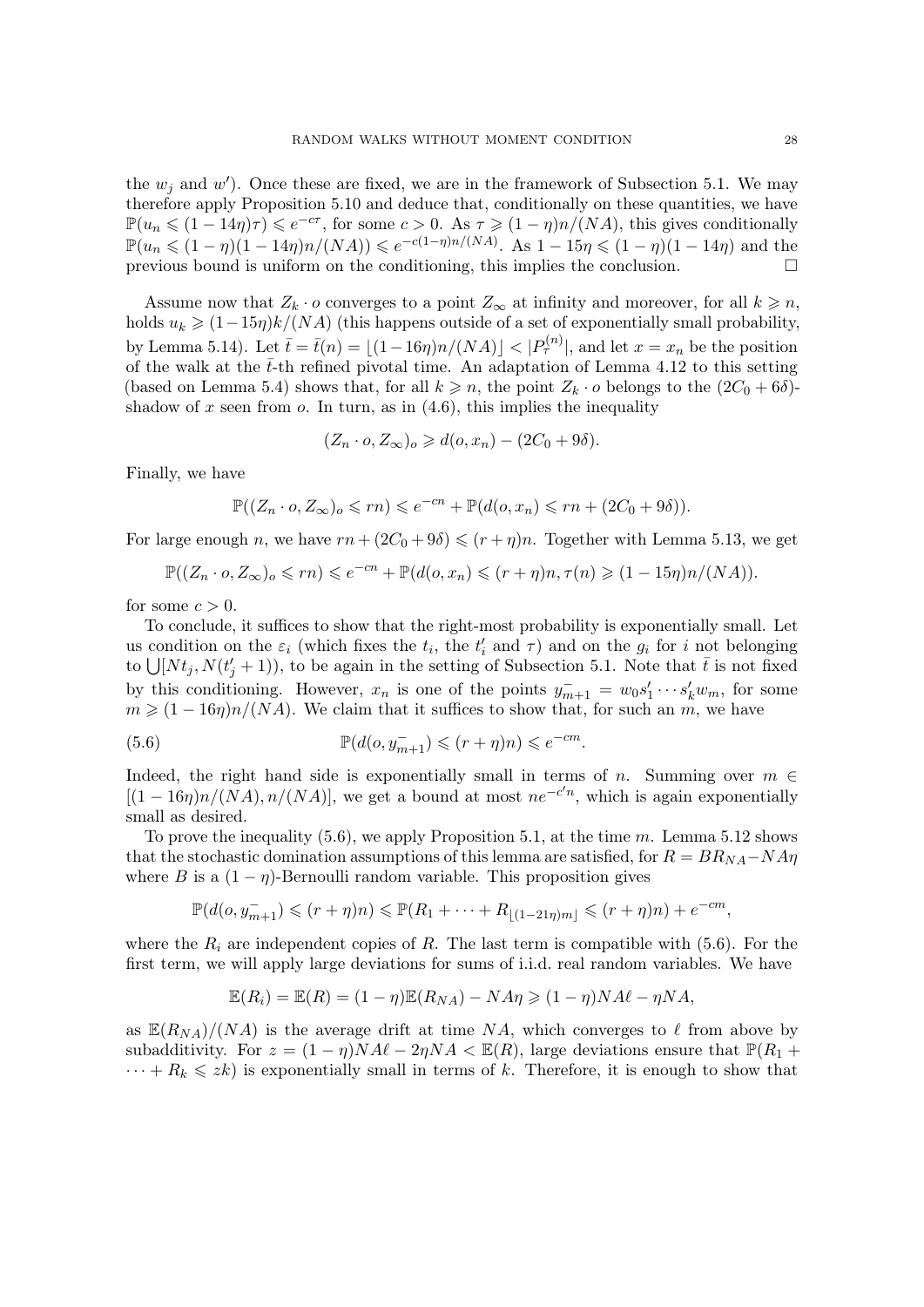the $w_j$ and $w'$). Once these are fixed, we are in the framework of Subsection 5.1. We may therefore apply Proposition 5.10 and deduce that, conditionally on these quantities, we have $\mathbb{P}(u_n \leqslant (1-14\eta)\tau) \leqslant e^{-c\tau}$, for some $c > 0$. As $\tau \geqslant (1-\eta)n/(NA)$, this gives conditionally $\mathbb{P}(u_n \leqslant (1-\eta)(1-14\eta)n/(NA)) \leqslant e^{-c(1-\eta)n/(NA)}$. As $1-15\eta \leqslant (1-\eta)(1-14\eta)$ and the previous bound is uniform on the conditioning, this implies the conclusion. □

Assume now that $Z_k \cdot o$ converges to a point $Z_\infty$ at infinity and moreover, for all $k \geqslant n$, holds $u_k \geqslant (1-15\eta)k/(NA)$ (this happens outside of a set of exponentially small probability, by Lemma 5.14). Let $\bar{t} = \bar{t}(n) = \lfloor (1-16\eta)n/(NA) \rfloor < |P_\tau^{(n)}|$, and let $x = x_n$ be the position of the walk at the $\bar{t}$-th refined pivotal time. An adaptation of Lemma 4.12 to this setting (based on Lemma 5.4) shows that, for all $k \geqslant n$, the point $Z_k \cdot o$ belongs to the $(2C_0+6\delta)$-shadow of $x$ seen from $o$. In turn, as in (4.6), this implies the inequality

$$(Z_n \cdot o, Z_\infty)_o \geqslant d(o, x_n) - (2C_0 + 9\delta).$$

Finally, we have

$$\mathbb{P}((Z_n \cdot o, Z_\infty)_o \leqslant rn) \leqslant e^{-cn} + \mathbb{P}(d(o, x_n) \leqslant rn + (2C_0 + 9\delta)).$$

For large enough $n$, we have $rn + (2C_0 + 9\delta) \leqslant (r+\eta)n$. Together with Lemma 5.13, we get

$$\mathbb{P}((Z_n \cdot o, Z_\infty)_o \leqslant rn) \leqslant e^{-cn} + \mathbb{P}(d(o, x_n) \leqslant (r+\eta)n, \tau(n) \geqslant (1-15\eta)n/(NA)).$$

for some $c > 0$.

To conclude, it suffices to show that the right-most probability is exponentially small. Let us condition on the $\varepsilon_i$ (which fixes the $t_i$, the $t_i'$ and $\tau$) and on the $g_i$ for $i$ not belonging to $\bigcup [Nt_j, N(t_j'+1))$, to be again in the setting of Subsection 5.1. Note that $\bar{t}$ is not fixed by this conditioning. However, $x_n$ is one of the points $y_{m+1}^- = w_0 s_1' \cdots s_k' w_m$, for some $m \geqslant (1-16\eta)n/(NA)$. We claim that it suffices to show that, for such an $m$, we have

$$\mathbb{P}(d(o, y_{m+1}^-) \leqslant (r+\eta)n) \leqslant e^{-cm}. \tag{5.6}$$

Indeed, the right hand side is exponentially small in terms of $n$. Summing over $m \in [(1-16\eta)n/(NA), n/(NA)]$, we get a bound at most $ne^{-c'n}$, which is again exponentially small as desired.

To prove the inequality (5.6), we apply Proposition 5.1, at the time $m$. Lemma 5.12 shows that the stochastic domination assumptions of this lemma are satisfied, for $R = BR_{NA} - NA\eta$ where $B$ is a $(1-\eta)$-Bernoulli random variable. This proposition gives

$$\mathbb{P}(d(o, y_{m+1}^-) \leqslant (r+\eta)n) \leqslant \mathbb{P}(R_1 + \cdots + R_{\lfloor (1-21\eta)m \rfloor} \leqslant (r+\eta)n) + e^{-cm},$$

where the $R_i$ are independent copies of $R$. The last term is compatible with (5.6). For the first term, we will apply large deviations for sums of i.i.d. real random variables. We have

$$\mathbb{E}(R_i) = \mathbb{E}(R) = (1-\eta)\mathbb{E}(R_{NA}) - NA\eta \geqslant (1-\eta)NA\ell - \eta NA,$$

as $\mathbb{E}(R_{NA})/(NA)$ is the average drift at time $NA$, which converges to $\ell$ from above by subadditivity. For $z = (1-\eta)NA\ell - 2\eta NA < \mathbb{E}(R)$, large deviations ensure that $\mathbb{P}(R_1 + \cdots + R_k \leqslant zk)$ is exponentially small in terms of $k$. Therefore, it is enough to show that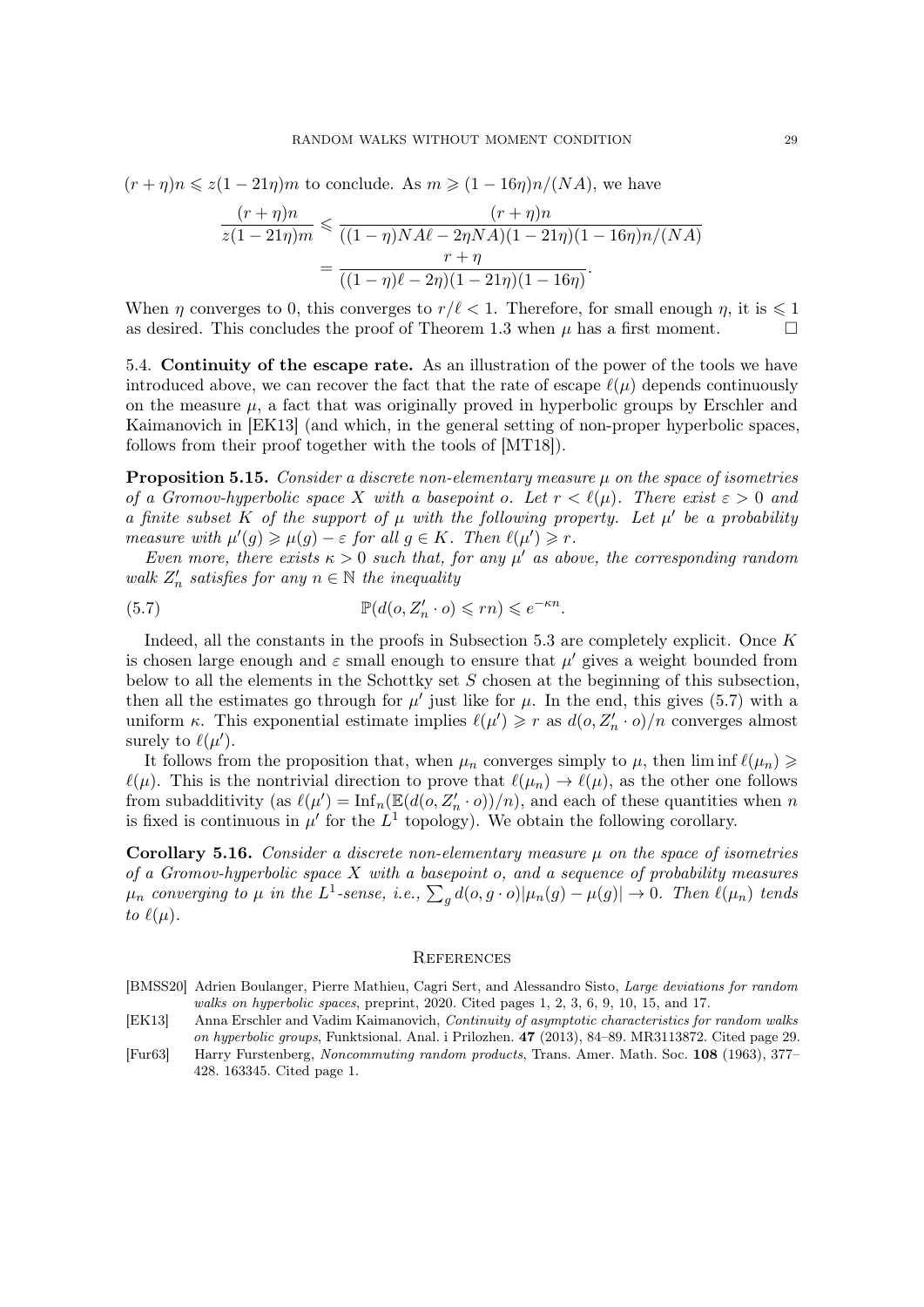$(r+\eta)n \leqslant z(1-21\eta)m$ to conclude. As $m \geqslant (1-16\eta)n/(NA)$, we have

$$\begin{aligned}
\frac{(r+\eta)n}{z(1-21\eta)m} &\leqslant \frac{(r+\eta)n}{((1-\eta)NA\ell - 2\eta NA)(1-21\eta)(1-16\eta)n/(NA)} \\
&= \frac{r+\eta}{((1-\eta)\ell - 2\eta)(1-21\eta)(1-16\eta)}.
\end{aligned}$$

When $\eta$ converges to 0, this converges to $r/\ell < 1$. Therefore, for small enough $\eta$, it is $\leqslant 1$ as desired. This concludes the proof of Theorem 1.3 when $\mu$ has a first moment. □

## 5.4. Continuity of the escape rate.

As an illustration of the power of the tools we have introduced above, we can recover the fact that the rate of escape $\ell(\mu)$ depends continuously on the measure $\mu$, a fact that was originally proved in hyperbolic groups by Erschler and Kaimanovich in [EK13] (and which, in the general setting of non-proper hyperbolic spaces, follows from their proof together with the tools of [MT18]).

**Proposition 5.15.** *Consider a discrete non-elementary measure $\mu$ on the space of isometries of a Gromov-hyperbolic space $X$ with a basepoint $o$. Let $r < \ell(\mu)$. There exist $\varepsilon > 0$ and a finite subset $K$ of the support of $\mu$ with the following property. Let $\mu'$ be a probability measure with $\mu'(g) \geqslant \mu(g) - \varepsilon$ for all $g \in K$. Then $\ell(\mu') \geqslant r$.*

*Even more, there exists $\kappa > 0$ such that, for any $\mu'$ as above, the corresponding random walk $Z'_n$ satisfies for any $n \in \mathbb{N}$ the inequality*

$$\mathbb{P}(d(o, Z'_n \cdot o) \leqslant rn) \leqslant e^{-\kappa n}. \tag{5.7}$$

Indeed, all the constants in the proofs in Subsection 5.3 are completely explicit. Once $K$ is chosen large enough and $\varepsilon$ small enough to ensure that $\mu'$ gives a weight bounded from below to all the elements in the Schottky set $S$ chosen at the beginning of this subsection, then all the estimates go through for $\mu'$ just like for $\mu$. In the end, this gives (5.7) with a uniform $\kappa$. This exponential estimate implies $\ell(\mu') \geqslant r$ as $d(o, Z'_n \cdot o)/n$ converges almost surely to $\ell(\mu')$.

It follows from the proposition that, when $\mu_n$ converges simply to $\mu$, then $\liminf \ell(\mu_n) \geqslant \ell(\mu)$. This is the nontrivial direction to prove that $\ell(\mu_n) \to \ell(\mu)$, as the other one follows from subadditivity (as $\ell(\mu') = \operatorname{Inf}_n(\mathbb{E}(d(o, Z'_n \cdot o))/n)$, and each of these quantities when $n$ is fixed is continuous in $\mu'$ for the $L^1$ topology). We obtain the following corollary.

**Corollary 5.16.** *Consider a discrete non-elementary measure $\mu$ on the space of isometries of a Gromov-hyperbolic space $X$ with a basepoint $o$, and a sequence of probability measures $\mu_n$ converging to $\mu$ in the $L^1$-sense, i.e., $\sum_g d(o, g \cdot o)|\mu_n(g) - \mu(g)| \to 0$. Then $\ell(\mu_n)$ tends to $\ell(\mu)$.*

## References

[BMSS20] Adrien Boulanger, Pierre Mathieu, Cagri Sert, and Alessandro Sisto, *Large deviations for random walks on hyperbolic spaces*, preprint, 2020. Cited pages 1, 2, 3, 6, 9, 10, 15, and 17.

[EK13] Anna Erschler and Vadim Kaimanovich, *Continuity of asymptotic characteristics for random walks on hyperbolic groups*, Funktsional. Anal. i Prilozhen. **47** (2013), 84–89. MR3113872. Cited page 29.

[Fur63] Harry Furstenberg, *Noncommuting random products*, Trans. Amer. Math. Soc. **108** (1963), 377–428. 163345. Cited page 1.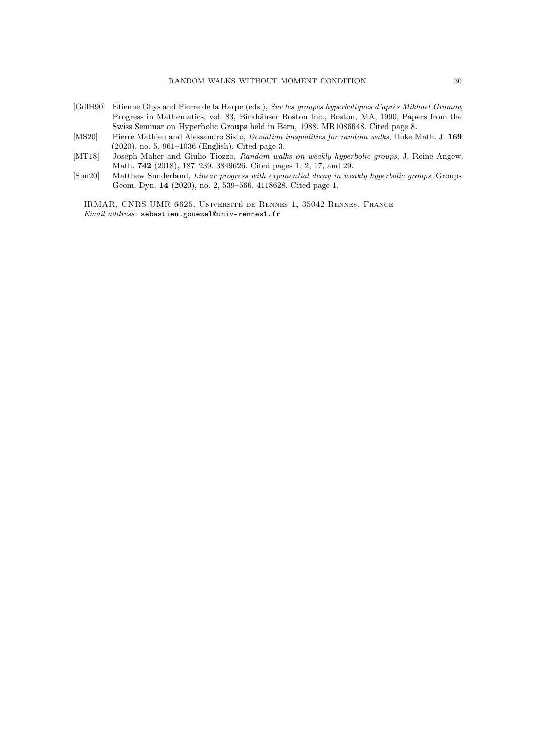[GdlH90] Étienne Ghys and Pierre de la Harpe (eds.), *Sur les groupes hyperboliques d'après Mikhael Gromov*, Progress in Mathematics, vol. 83, Birkhäuser Boston Inc., Boston, MA, 1990, Papers from the Swiss Seminar on Hyperbolic Groups held in Bern, 1988. MR1086648. Cited page 8.

[MS20] Pierre Mathieu and Alessandro Sisto, *Deviation inequalities for random walks*, Duke Math. J. **169** (2020), no. 5, 961–1036 (English). Cited page 3.

[MT18] Joseph Maher and Giulio Tiozzo, *Random walks on weakly hyperbolic groups*, J. Reine Angew. Math. **742** (2018), 187–239. 3849626. Cited pages 1, 2, 17, and 29.

[Sun20] Matthew Sunderland, *Linear progress with exponential decay in weakly hyperbolic groups*, Groups Geom. Dyn. **14** (2020), no. 2, 539–566. 4118628. Cited page 1.

IRMAR, CNRS UMR 6625, Université de Rennes 1, 35042 Rennes, France
*Email address*: sebastien.gouezel@univ-rennes1.fr